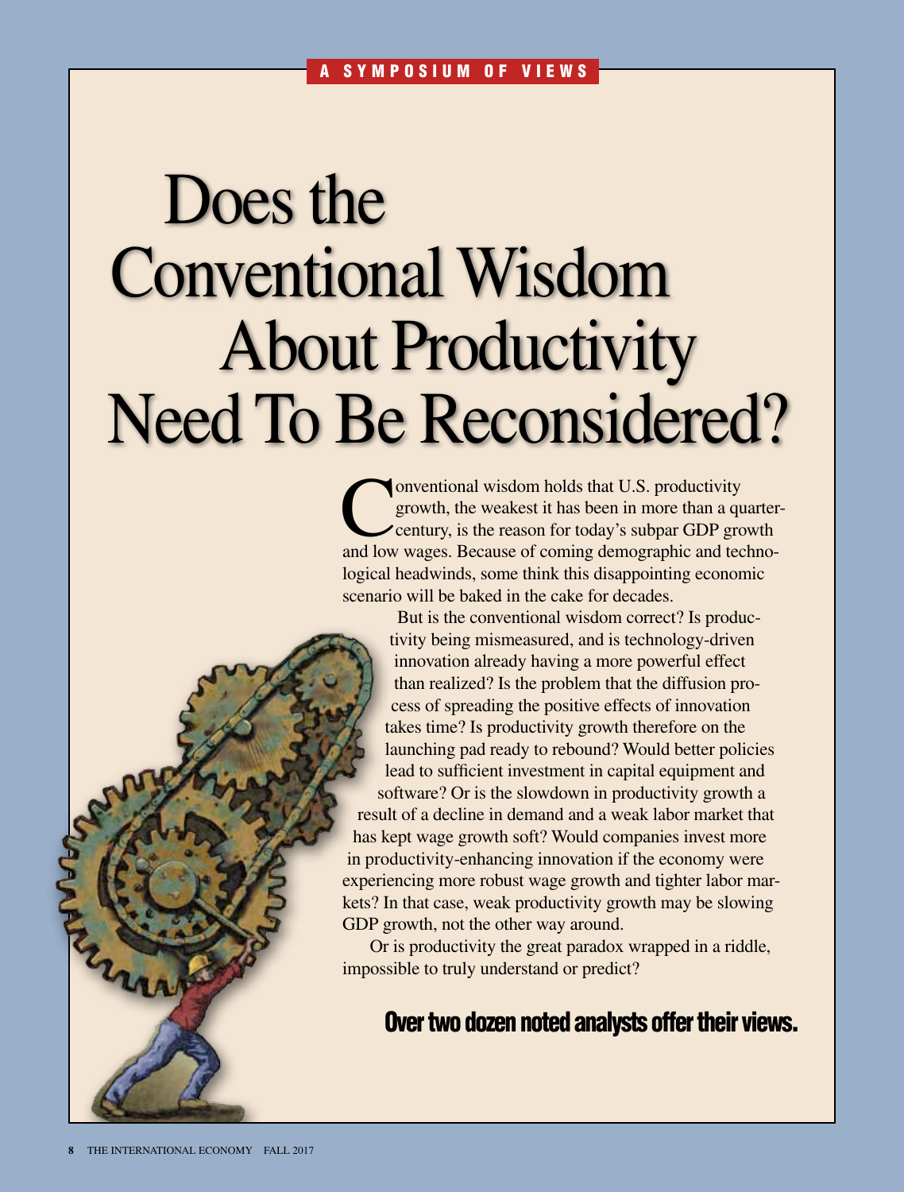A SYMPOSIUM OF VIEWS

# Does the Conventional Wisdom About Productivity Need To Be Reconsidered?

Conventional wisdom holds that U.S. productivity growth, the weakest it has been in more than a quarter-century, is the reason for today's subpar GDP growth and low wages. Because of coming demographic and technological headwinds, some think this disappointing economic scenario will be baked in the cake for decades.

But is the conventional wisdom correct? Is productivity being mismeasured, and is technology-driven innovation already having a more powerful effect than realized? Is the problem that the diffusion process of spreading the positive effects of innovation takes time? Is productivity growth therefore on the launching pad ready to rebound? Would better policies lead to sufficient investment in capital equipment and software? Or is the slowdown in productivity growth a result of a decline in demand and a weak labor market that has kept wage growth soft? Would companies invest more in productivity-enhancing innovation if the economy were experiencing more robust wage growth and tighter labor markets? In that case, weak productivity growth may be slowing GDP growth, not the other way around.

Or is productivity the great paradox wrapped in a riddle, impossible to truly understand or predict?

**Over two dozen noted analysts offer their views.**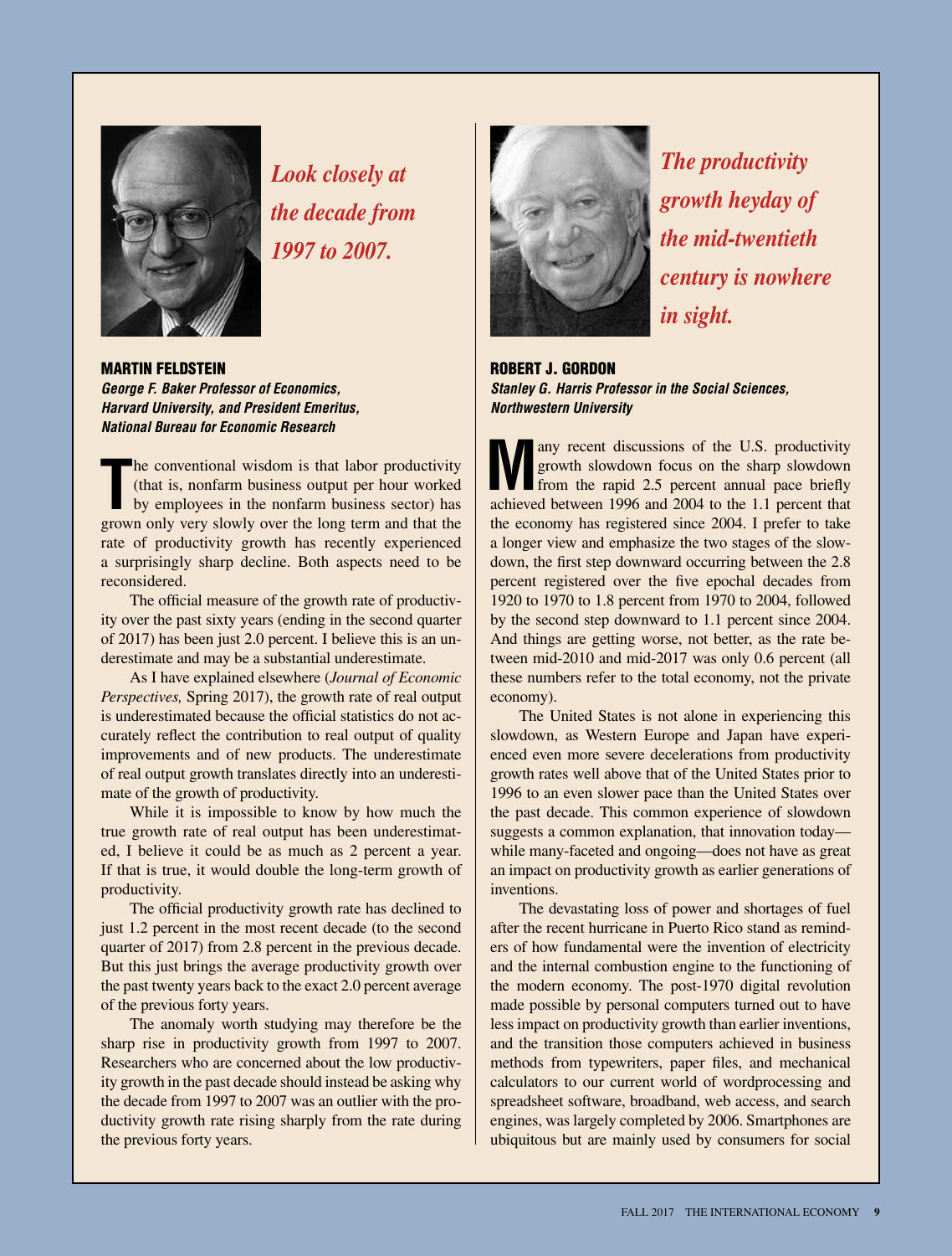*Look closely at the decade from 1997 to 2007.*

## MARTIN FELDSTEIN

***George F. Baker Professor of Economics, Harvard University, and President Emeritus, National Bureau for Economic Research***

The conventional wisdom is that labor productivity (that is, nonfarm business output per hour worked by employees in the nonfarm business sector) has grown only very slowly over the long term and that the rate of productivity growth has recently experienced a surprisingly sharp decline. Both aspects need to be reconsidered.

The official measure of the growth rate of productivity over the past sixty years (ending in the second quarter of 2017) has been just 2.0 percent. I believe this is an underestimate and may be a substantial underestimate.

As I have explained elsewhere (*Journal of Economic Perspectives,* Spring 2017), the growth rate of real output is underestimated because the official statistics do not accurately reflect the contribution to real output of quality improvements and of new products. The underestimate of real output growth translates directly into an underestimate of the growth of productivity.

While it is impossible to know by how much the true growth rate of real output has been underestimated, I believe it could be as much as 2 percent a year. If that is true, it would double the long-term growth of productivity.

The official productivity growth rate has declined to just 1.2 percent in the most recent decade (to the second quarter of 2017) from 2.8 percent in the previous decade. But this just brings the average productivity growth over the past twenty years back to the exact 2.0 percent average of the previous forty years.

The anomaly worth studying may therefore be the sharp rise in productivity growth from 1997 to 2007. Researchers who are concerned about the low productivity growth in the past decade should instead be asking why the decade from 1997 to 2007 was an outlier with the productivity growth rate rising sharply from the rate during the previous forty years.

*The productivity growth heyday of the mid-twentieth century is nowhere in sight.*

## ROBERT J. GORDON

***Stanley G. Harris Professor in the Social Sciences, Northwestern University***

Many recent discussions of the U.S. productivity growth slowdown focus on the sharp slowdown from the rapid 2.5 percent annual pace briefly achieved between 1996 and 2004 to the 1.1 percent that the economy has registered since 2004. I prefer to take a longer view and emphasize the two stages of the slowdown, the first step downward occurring between the 2.8 percent registered over the five epochal decades from 1920 to 1970 to 1.8 percent from 1970 to 2004, followed by the second step downward to 1.1 percent since 2004. And things are getting worse, not better, as the rate between mid-2010 and mid-2017 was only 0.6 percent (all these numbers refer to the total economy, not the private economy).

The United States is not alone in experiencing this slowdown, as Western Europe and Japan have experienced even more severe decelerations from productivity growth rates well above that of the United States prior to 1996 to an even slower pace than the United States over the past decade. This common experience of slowdown suggests a common explanation, that innovation today—while many-faceted and ongoing—does not have as great an impact on productivity growth as earlier generations of inventions.

The devastating loss of power and shortages of fuel after the recent hurricane in Puerto Rico stand as reminders of how fundamental were the invention of electricity and the internal combustion engine to the functioning of the modern economy. The post-1970 digital revolution made possible by personal computers turned out to have less impact on productivity growth than earlier inventions, and the transition those computers achieved in business methods from typewriters, paper files, and mechanical calculators to our current world of wordprocessing and spreadsheet software, broadband, web access, and search engines, was largely completed by 2006. Smartphones are ubiquitous but are mainly used by consumers for social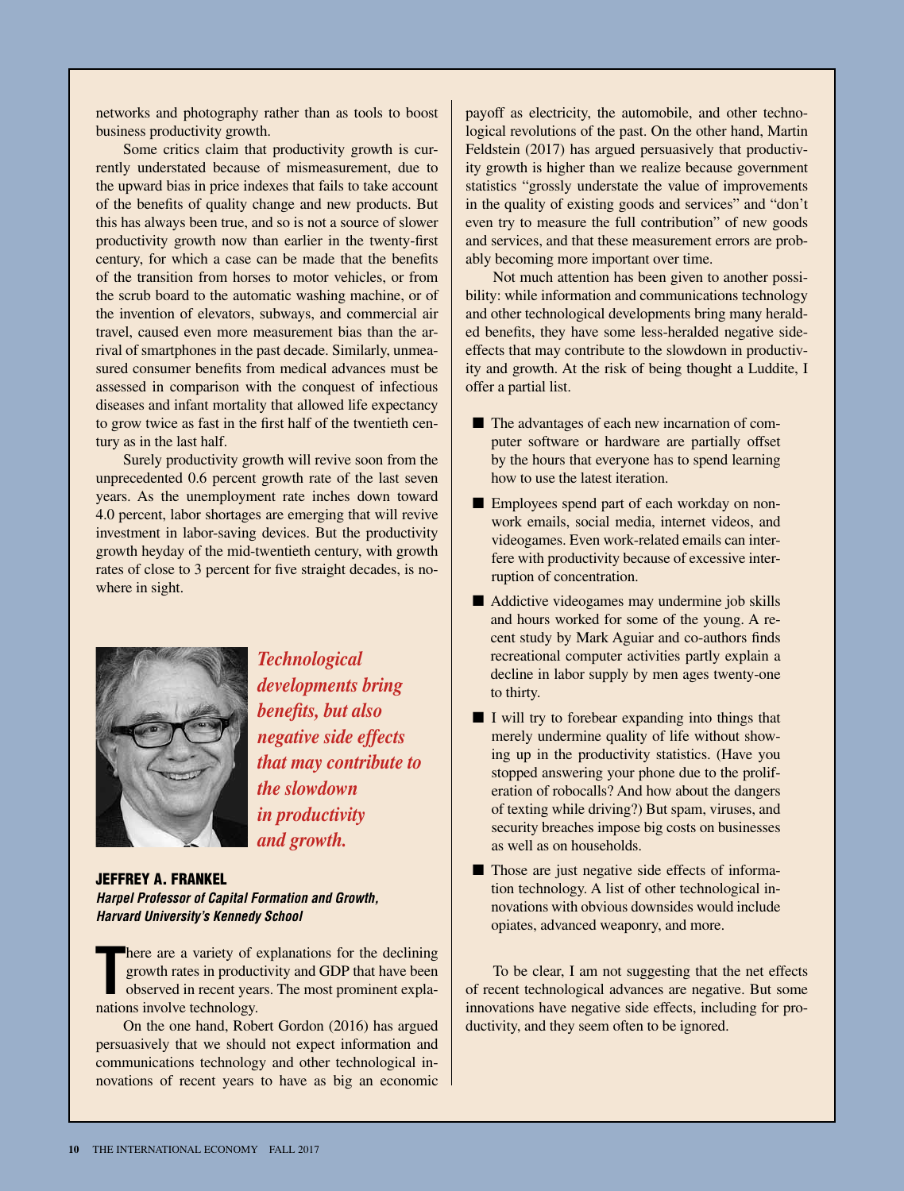networks and photography rather than as tools to boost business productivity growth.

Some critics claim that productivity growth is currently understated because of mismeasurement, due to the upward bias in price indexes that fails to take account of the benefits of quality change and new products. But this has always been true, and so is not a source of slower productivity growth now than earlier in the twenty-first century, for which a case can be made that the benefits of the transition from horses to motor vehicles, or from the scrub board to the automatic washing machine, or of the invention of elevators, subways, and commercial air travel, caused even more measurement bias than the arrival of smartphones in the past decade. Similarly, unmeasured consumer benefits from medical advances must be assessed in comparison with the conquest of infectious diseases and infant mortality that allowed life expectancy to grow twice as fast in the first half of the twentieth century as in the last half.

Surely productivity growth will revive soon from the unprecedented 0.6 percent growth rate of the last seven years. As the unemployment rate inches down toward 4.0 percent, labor shortages are emerging that will revive investment in labor-saving devices. But the productivity growth heyday of the mid-twentieth century, with growth rates of close to 3 percent for five straight decades, is nowhere in sight.

*Technological developments bring benefits, but also negative side effects that may contribute to the slowdown in productivity and growth.*

## JEFFREY A. FRANKEL

***Harpel Professor of Capital Formation and Growth, Harvard University's Kennedy School***

There are a variety of explanations for the declining growth rates in productivity and GDP that have been observed in recent years. The most prominent explanations involve technology.

On the one hand, Robert Gordon (2016) has argued persuasively that we should not expect information and communications technology and other technological innovations of recent years to have as big an economic payoff as electricity, the automobile, and other technological revolutions of the past. On the other hand, Martin Feldstein (2017) has argued persuasively that productivity growth is higher than we realize because government statistics "grossly understate the value of improvements in the quality of existing goods and services" and "don't even try to measure the full contribution" of new goods and services, and that these measurement errors are probably becoming more important over time.

Not much attention has been given to another possibility: while information and communications technology and other technological developments bring many heralded benefits, they have some less-heralded negative side-effects that may contribute to the slowdown in productivity and growth. At the risk of being thought a Luddite, I offer a partial list.

- The advantages of each new incarnation of computer software or hardware are partially offset by the hours that everyone has to spend learning how to use the latest iteration.
- Employees spend part of each workday on non-work emails, social media, internet videos, and videogames. Even work-related emails can interfere with productivity because of excessive interruption of concentration.
- Addictive videogames may undermine job skills and hours worked for some of the young. A recent study by Mark Aguiar and co-authors finds recreational computer activities partly explain a decline in labor supply by men ages twenty-one to thirty.
- I will try to forebear expanding into things that merely undermine quality of life without showing up in the productivity statistics. (Have you stopped answering your phone due to the proliferation of robocalls? And how about the dangers of texting while driving?) But spam, viruses, and security breaches impose big costs on businesses as well as on households.
- Those are just negative side effects of information technology. A list of other technological innovations with obvious downsides would include opiates, advanced weaponry, and more.

To be clear, I am not suggesting that the net effects of recent technological advances are negative. But some innovations have negative side effects, including for productivity, and they seem often to be ignored.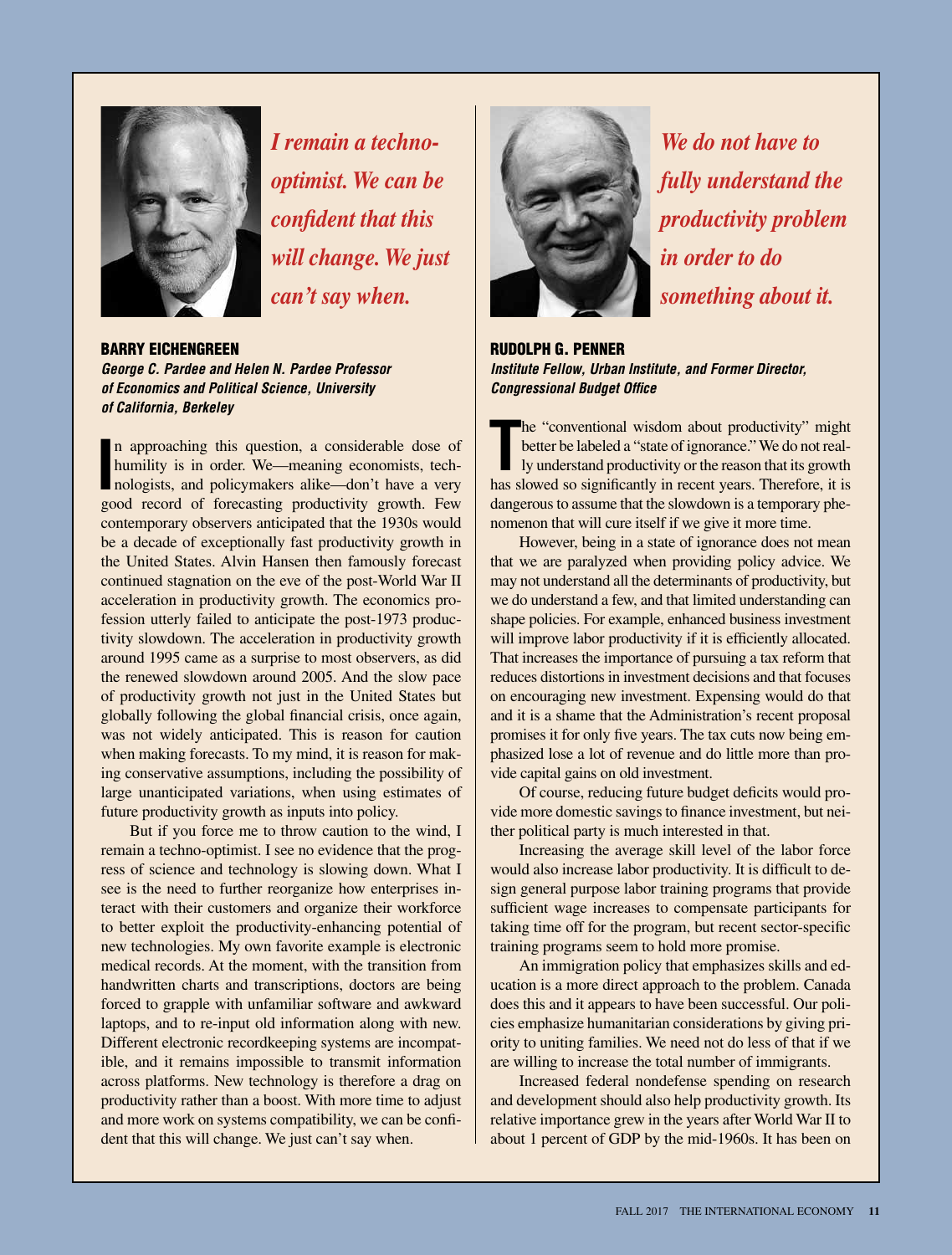*I remain a techno-optimist. We can be confident that this will change. We just can't say when.*

## BARRY EICHENGREEN

***George C. Pardee and Helen N. Pardee Professor of Economics and Political Science, University of California, Berkeley***

In approaching this question, a considerable dose of humility is in order. We—meaning economists, technologists, and policymakers alike—don't have a very good record of forecasting productivity growth. Few contemporary observers anticipated that the 1930s would be a decade of exceptionally fast productivity growth in the United States. Alvin Hansen then famously forecast continued stagnation on the eve of the post-World War II acceleration in productivity growth. The economics profession utterly failed to anticipate the post-1973 productivity slowdown. The acceleration in productivity growth around 1995 came as a surprise to most observers, as did the renewed slowdown around 2005. And the slow pace of productivity growth not just in the United States but globally following the global financial crisis, once again, was not widely anticipated. This is reason for caution when making forecasts. To my mind, it is reason for making conservative assumptions, including the possibility of large unanticipated variations, when using estimates of future productivity growth as inputs into policy.

But if you force me to throw caution to the wind, I remain a techno-optimist. I see no evidence that the progress of science and technology is slowing down. What I see is the need to further reorganize how enterprises interact with their customers and organize their workforce to better exploit the productivity-enhancing potential of new technologies. My own favorite example is electronic medical records. At the moment, with the transition from handwritten charts and transcriptions, doctors are being forced to grapple with unfamiliar software and awkward laptops, and to re-input old information along with new. Different electronic recordkeeping systems are incompatible, and it remains impossible to transmit information across platforms. New technology is therefore a drag on productivity rather than a boost. With more time to adjust and more work on systems compatibility, we can be confident that this will change. We just can't say when.

*We do not have to fully understand the productivity problem in order to do something about it.*

## RUDOLPH G. PENNER

***Institute Fellow, Urban Institute, and Former Director, Congressional Budget Office***

The "conventional wisdom about productivity" might better be labeled a "state of ignorance." We do not really understand productivity or the reason that its growth has slowed so significantly in recent years. Therefore, it is dangerous to assume that the slowdown is a temporary phenomenon that will cure itself if we give it more time.

However, being in a state of ignorance does not mean that we are paralyzed when providing policy advice. We may not understand all the determinants of productivity, but we do understand a few, and that limited understanding can shape policies. For example, enhanced business investment will improve labor productivity if it is efficiently allocated. That increases the importance of pursuing a tax reform that reduces distortions in investment decisions and that focuses on encouraging new investment. Expensing would do that and it is a shame that the Administration's recent proposal promises it for only five years. The tax cuts now being emphasized lose a lot of revenue and do little more than provide capital gains on old investment.

Of course, reducing future budget deficits would provide more domestic savings to finance investment, but neither political party is much interested in that.

Increasing the average skill level of the labor force would also increase labor productivity. It is difficult to design general purpose labor training programs that provide sufficient wage increases to compensate participants for taking time off for the program, but recent sector-specific training programs seem to hold more promise.

An immigration policy that emphasizes skills and education is a more direct approach to the problem. Canada does this and it appears to have been successful. Our policies emphasize humanitarian considerations by giving priority to uniting families. We need not do less of that if we are willing to increase the total number of immigrants.

Increased federal nondefense spending on research and development should also help productivity growth. Its relative importance grew in the years after World War II to about 1 percent of GDP by the mid-1960s. It has been on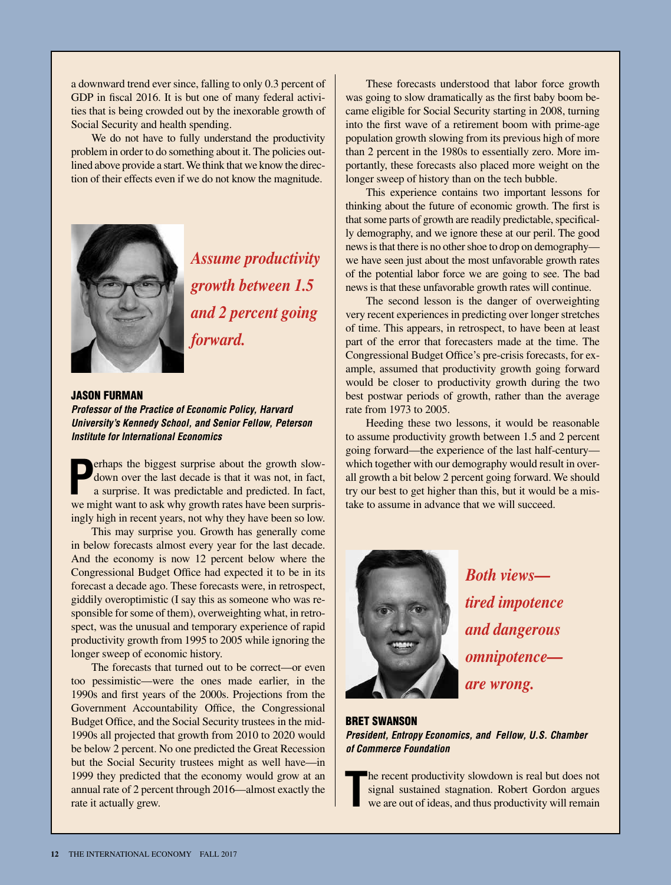a downward trend ever since, falling to only 0.3 percent of GDP in fiscal 2016. It is but one of many federal activities that is being crowded out by the inexorable growth of Social Security and health spending.

We do not have to fully understand the productivity problem in order to do something about it. The policies outlined above provide a start. We think that we know the direction of their effects even if we do not know the magnitude.

*Assume productivity growth between 1.5 and 2 percent going forward.*

## JASON FURMAN

***Professor of the Practice of Economic Policy, Harvard University's Kennedy School, and Senior Fellow, Peterson Institute for International Economics***

Perhaps the biggest surprise about the growth slowdown over the last decade is that it was not, in fact, a surprise. It was predictable and predicted. In fact, we might want to ask why growth rates have been surprisingly high in recent years, not why they have been so low.

This may surprise you. Growth has generally come in below forecasts almost every year for the last decade. And the economy is now 12 percent below where the Congressional Budget Office had expected it to be in its forecast a decade ago. These forecasts were, in retrospect, giddily overoptimistic (I say this as someone who was responsible for some of them), overweighting what, in retrospect, was the unusual and temporary experience of rapid productivity growth from 1995 to 2005 while ignoring the longer sweep of economic history.

The forecasts that turned out to be correct—or even too pessimistic—were the ones made earlier, in the 1990s and first years of the 2000s. Projections from the Government Accountability Office, the Congressional Budget Office, and the Social Security trustees in the mid-1990s all projected that growth from 2010 to 2020 would be below 2 percent. No one predicted the Great Recession but the Social Security trustees might as well have—in 1999 they predicted that the economy would grow at an annual rate of 2 percent through 2016—almost exactly the rate it actually grew.

These forecasts understood that labor force growth was going to slow dramatically as the first baby boom became eligible for Social Security starting in 2008, turning into the first wave of a retirement boom with prime-age population growth slowing from its previous high of more than 2 percent in the 1980s to essentially zero. More importantly, these forecasts also placed more weight on the longer sweep of history than on the tech bubble.

This experience contains two important lessons for thinking about the future of economic growth. The first is that some parts of growth are readily predictable, specifically demography, and we ignore these at our peril. The good news is that there is no other shoe to drop on demography—we have seen just about the most unfavorable growth rates of the potential labor force we are going to see. The bad news is that these unfavorable growth rates will continue.

The second lesson is the danger of overweighting very recent experiences in predicting over longer stretches of time. This appears, in retrospect, to have been at least part of the error that forecasters made at the time. The Congressional Budget Office's pre-crisis forecasts, for example, assumed that productivity growth going forward would be closer to productivity growth during the two best postwar periods of growth, rather than the average rate from 1973 to 2005.

Heeding these two lessons, it would be reasonable to assume productivity growth between 1.5 and 2 percent going forward—the experience of the last half-century—which together with our demography would result in overall growth a bit below 2 percent going forward. We should try our best to get higher than this, but it would be a mistake to assume in advance that we will succeed.

*Both views—tired impotence and dangerous omnipotence—are wrong.*

## BRET SWANSON

***President, Entropy Economics, and Fellow, U.S. Chamber of Commerce Foundation***

The recent productivity slowdown is real but does not signal sustained stagnation. Robert Gordon argues we are out of ideas, and thus productivity will remain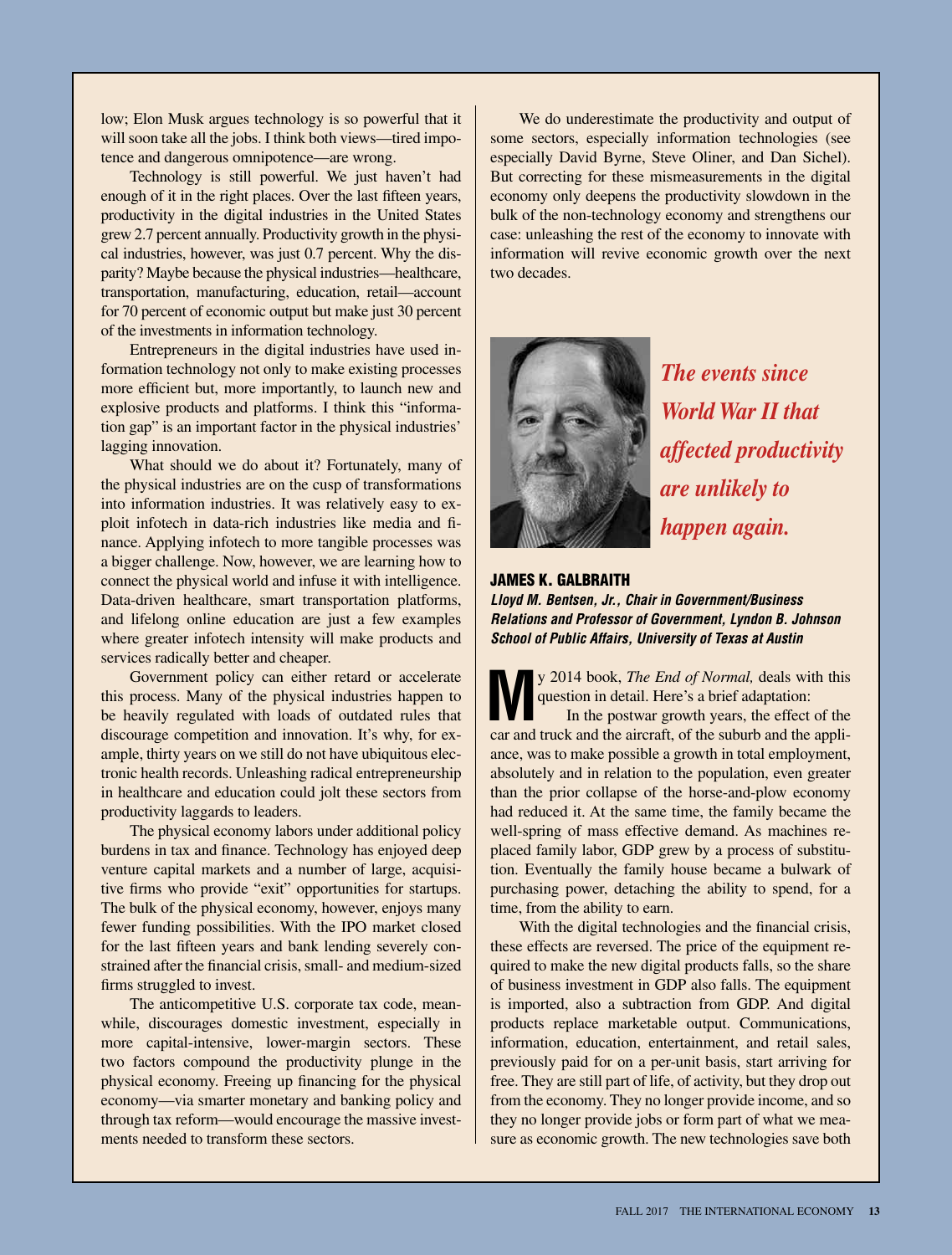low; Elon Musk argues technology is so powerful that it will soon take all the jobs. I think both views—tired impotence and dangerous omnipotence—are wrong.

Technology is still powerful. We just haven't had enough of it in the right places. Over the last fifteen years, productivity in the digital industries in the United States grew 2.7 percent annually. Productivity growth in the physical industries, however, was just 0.7 percent. Why the disparity? Maybe because the physical industries—healthcare, transportation, manufacturing, education, retail—account for 70 percent of economic output but make just 30 percent of the investments in information technology.

Entrepreneurs in the digital industries have used information technology not only to make existing processes more efficient but, more importantly, to launch new and explosive products and platforms. I think this "information gap" is an important factor in the physical industries' lagging innovation.

What should we do about it? Fortunately, many of the physical industries are on the cusp of transformations into information industries. It was relatively easy to exploit infotech in data-rich industries like media and finance. Applying infotech to more tangible processes was a bigger challenge. Now, however, we are learning how to connect the physical world and infuse it with intelligence. Data-driven healthcare, smart transportation platforms, and lifelong online education are just a few examples where greater infotech intensity will make products and services radically better and cheaper.

Government policy can either retard or accelerate this process. Many of the physical industries happen to be heavily regulated with loads of outdated rules that discourage competition and innovation. It's why, for example, thirty years on we still do not have ubiquitous electronic health records. Unleashing radical entrepreneurship in healthcare and education could jolt these sectors from productivity laggards to leaders.

The physical economy labors under additional policy burdens in tax and finance. Technology has enjoyed deep venture capital markets and a number of large, acquisitive firms who provide "exit" opportunities for startups. The bulk of the physical economy, however, enjoys many fewer funding possibilities. With the IPO market closed for the last fifteen years and bank lending severely constrained after the financial crisis, small- and medium-sized firms struggled to invest.

The anticompetitive U.S. corporate tax code, meanwhile, discourages domestic investment, especially in more capital-intensive, lower-margin sectors. These two factors compound the productivity plunge in the physical economy. Freeing up financing for the physical economy—via smarter monetary and banking policy and through tax reform—would encourage the massive investments needed to transform these sectors.

We do underestimate the productivity and output of some sectors, especially information technologies (see especially David Byrne, Steve Oliner, and Dan Sichel). But correcting for these mismeasurements in the digital economy only deepens the productivity slowdown in the bulk of the non-technology economy and strengthens our case: unleashing the rest of the economy to innovate with information will revive economic growth over the next two decades.

*The events since World War II that affected productivity are unlikely to happen again.*

## JAMES K. GALBRAITH

***Lloyd M. Bentsen, Jr., Chair in Government/Business Relations and Professor of Government, Lyndon B. Johnson School of Public Affairs, University of Texas at Austin***

My 2014 book, *The End of Normal,* deals with this question in detail. Here's a brief adaptation:

In the postwar growth years, the effect of the car and truck and the aircraft, of the suburb and the appliance, was to make possible a growth in total employment, absolutely and in relation to the population, even greater than the prior collapse of the horse-and-plow economy had reduced it. At the same time, the family became the well-spring of mass effective demand. As machines replaced family labor, GDP grew by a process of substitution. Eventually the family house became a bulwark of purchasing power, detaching the ability to spend, for a time, from the ability to earn.

With the digital technologies and the financial crisis, these effects are reversed. The price of the equipment required to make the new digital products falls, so the share of business investment in GDP also falls. The equipment is imported, also a subtraction from GDP. And digital products replace marketable output. Communications, information, education, entertainment, and retail sales, previously paid for on a per-unit basis, start arriving for free. They are still part of life, of activity, but they drop out from the economy. They no longer provide income, and so they no longer provide jobs or form part of what we measure as economic growth. The new technologies save both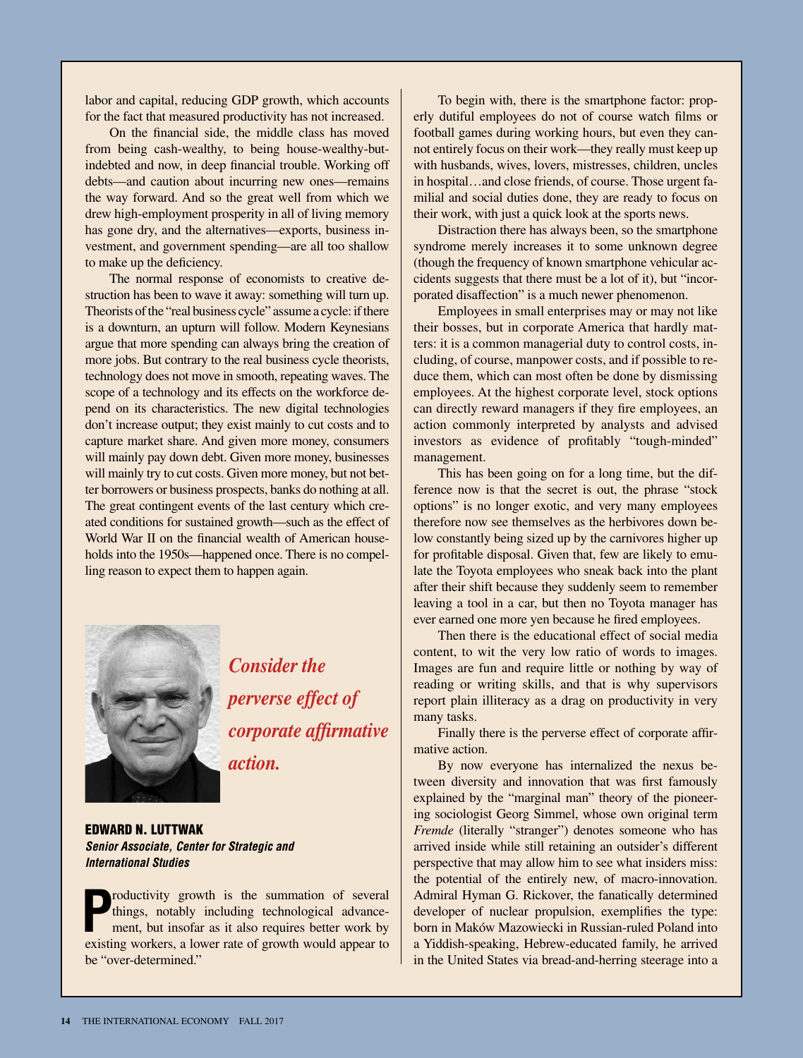labor and capital, reducing GDP growth, which accounts for the fact that measured productivity has not increased.

On the financial side, the middle class has moved from being cash-wealthy, to being house-wealthy-but-indebted and now, in deep financial trouble. Working off debts—and caution about incurring new ones—remains the way forward. And so the great well from which we drew high-employment prosperity in all of living memory has gone dry, and the alternatives—exports, business investment, and government spending—are all too shallow to make up the deficiency.

The normal response of economists to creative destruction has been to wave it away: something will turn up. Theorists of the "real business cycle" assume a cycle: if there is a downturn, an upturn will follow. Modern Keynesians argue that more spending can always bring the creation of more jobs. But contrary to the real business cycle theorists, technology does not move in smooth, repeating waves. The scope of a technology and its effects on the workforce depend on its characteristics. The new digital technologies don't increase output; they exist mainly to cut costs and to capture market share. And given more money, consumers will mainly pay down debt. Given more money, businesses will mainly try to cut costs. Given more money, but not better borrowers or business prospects, banks do nothing at all. The great contingent events of the last century which created conditions for sustained growth—such as the effect of World War II on the financial wealth of American households into the 1950s—happened once. There is no compelling reason to expect them to happen again.

*Consider the perverse effect of corporate affirmative action.*

## EDWARD N. LUTTWAK

***Senior Associate, Center for Strategic and International Studies***

Productivity growth is the summation of several things, notably including technological advancement, but insofar as it also requires better work by existing workers, a lower rate of growth would appear to be "over-determined."

To begin with, there is the smartphone factor: properly dutiful employees do not of course watch films or football games during working hours, but even they cannot entirely focus on their work—they really must keep up with husbands, wives, lovers, mistresses, children, uncles in hospital…and close friends, of course. Those urgent familial and social duties done, they are ready to focus on their work, with just a quick look at the sports news.

Distraction there has always been, so the smartphone syndrome merely increases it to some unknown degree (though the frequency of known smartphone vehicular accidents suggests that there must be a lot of it), but "incorporated disaffection" is a much newer phenomenon.

Employees in small enterprises may or may not like their bosses, but in corporate America that hardly matters: it is a common managerial duty to control costs, including, of course, manpower costs, and if possible to reduce them, which can most often be done by dismissing employees. At the highest corporate level, stock options can directly reward managers if they fire employees, an action commonly interpreted by analysts and advised investors as evidence of profitably "tough-minded" management.

This has been going on for a long time, but the difference now is that the secret is out, the phrase "stock options" is no longer exotic, and very many employees therefore now see themselves as the herbivores down below constantly being sized up by the carnivores higher up for profitable disposal. Given that, few are likely to emulate the Toyota employees who sneak back into the plant after their shift because they suddenly seem to remember leaving a tool in a car, but then no Toyota manager has ever earned one more yen because he fired employees.

Then there is the educational effect of social media content, to wit the very low ratio of words to images. Images are fun and require little or nothing by way of reading or writing skills, and that is why supervisors report plain illiteracy as a drag on productivity in very many tasks.

Finally there is the perverse effect of corporate affirmative action.

By now everyone has internalized the nexus between diversity and innovation that was first famously explained by the "marginal man" theory of the pioneering sociologist Georg Simmel, whose own original term *Fremde* (literally "stranger") denotes someone who has arrived inside while still retaining an outsider's different perspective that may allow him to see what insiders miss: the potential of the entirely new, of macro-innovation. Admiral Hyman G. Rickover, the fanatically determined developer of nuclear propulsion, exemplifies the type: born in Maków Mazowiecki in Russian-ruled Poland into a Yiddish-speaking, Hebrew-educated family, he arrived in the United States via bread-and-herring steerage into a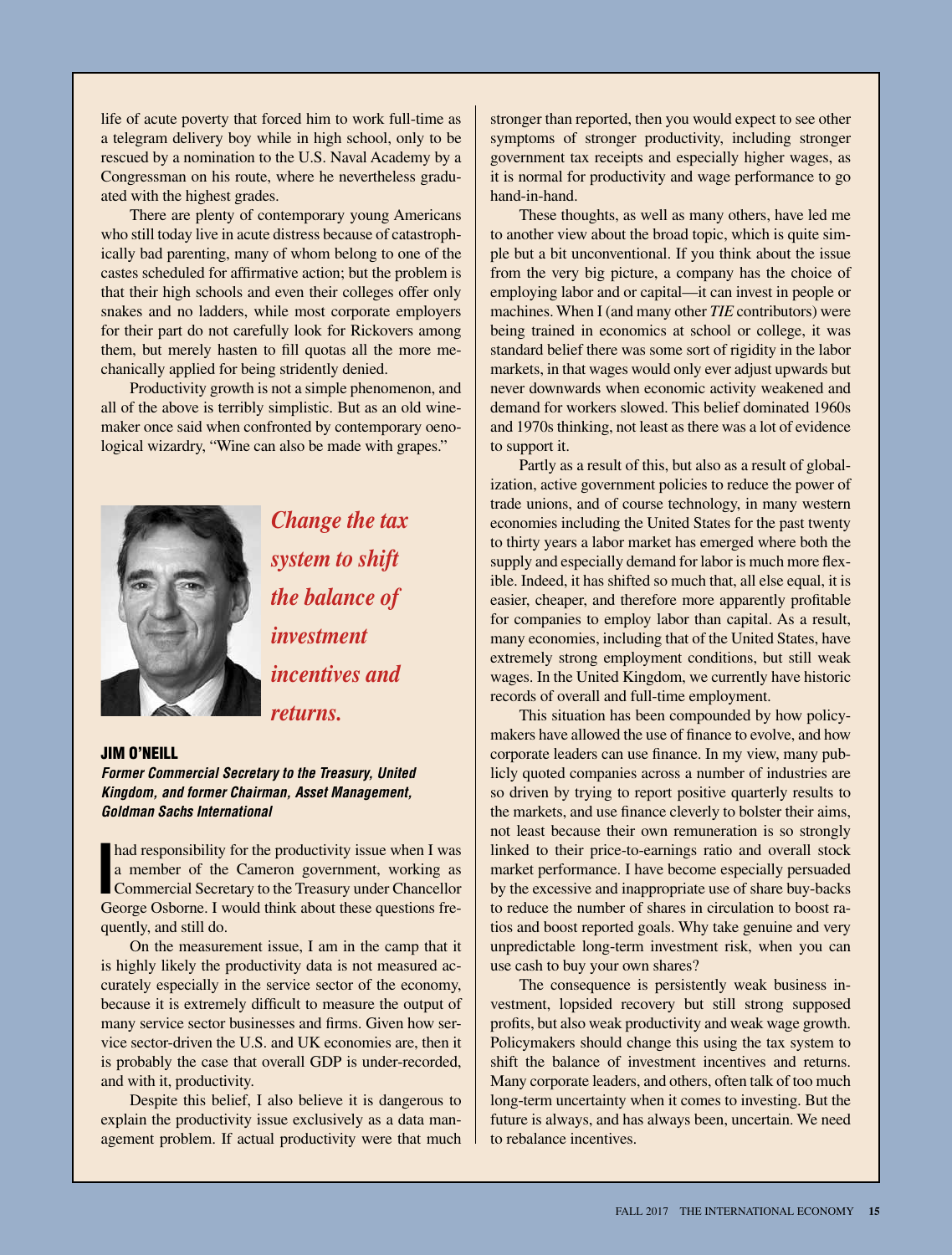life of acute poverty that forced him to work full-time as a telegram delivery boy while in high school, only to be rescued by a nomination to the U.S. Naval Academy by a Congressman on his route, where he nevertheless graduated with the highest grades.

There are plenty of contemporary young Americans who still today live in acute distress because of catastrophically bad parenting, many of whom belong to one of the castes scheduled for affirmative action; but the problem is that their high schools and even their colleges offer only snakes and no ladders, while most corporate employers for their part do not carefully look for Rickovers among them, but merely hasten to fill quotas all the more mechanically applied for being stridently denied.

Productivity growth is not a simple phenomenon, and all of the above is terribly simplistic. But as an old winemaker once said when confronted by contemporary oenological wizardry, "Wine can also be made with grapes."

*Change the tax system to shift the balance of investment incentives and returns.*

## JIM O'NEILL

***Former Commercial Secretary to the Treasury, United Kingdom, and former Chairman, Asset Management, Goldman Sachs International***

I had responsibility for the productivity issue when I was a member of the Cameron government, working as Commercial Secretary to the Treasury under Chancellor George Osborne. I would think about these questions frequently, and still do.

On the measurement issue, I am in the camp that it is highly likely the productivity data is not measured accurately especially in the service sector of the economy, because it is extremely difficult to measure the output of many service sector businesses and firms. Given how service sector-driven the U.S. and UK economies are, then it is probably the case that overall GDP is under-recorded, and with it, productivity.

Despite this belief, I also believe it is dangerous to explain the productivity issue exclusively as a data management problem. If actual productivity were that much stronger than reported, then you would expect to see other symptoms of stronger productivity, including stronger government tax receipts and especially higher wages, as it is normal for productivity and wage performance to go hand-in-hand.

These thoughts, as well as many others, have led me to another view about the broad topic, which is quite simple but a bit unconventional. If you think about the issue from the very big picture, a company has the choice of employing labor and or capital—it can invest in people or machines. When I (and many other *TIE* contributors) were being trained in economics at school or college, it was standard belief there was some sort of rigidity in the labor markets, in that wages would only ever adjust upwards but never downwards when economic activity weakened and demand for workers slowed. This belief dominated 1960s and 1970s thinking, not least as there was a lot of evidence to support it.

Partly as a result of this, but also as a result of globalization, active government policies to reduce the power of trade unions, and of course technology, in many western economies including the United States for the past twenty to thirty years a labor market has emerged where both the supply and especially demand for labor is much more flexible. Indeed, it has shifted so much that, all else equal, it is easier, cheaper, and therefore more apparently profitable for companies to employ labor than capital. As a result, many economies, including that of the United States, have extremely strong employment conditions, but still weak wages. In the United Kingdom, we currently have historic records of overall and full-time employment.

This situation has been compounded by how policymakers have allowed the use of finance to evolve, and how corporate leaders can use finance. In my view, many publicly quoted companies across a number of industries are so driven by trying to report positive quarterly results to the markets, and use finance cleverly to bolster their aims, not least because their own remuneration is so strongly linked to their price-to-earnings ratio and overall stock market performance. I have become especially persuaded by the excessive and inappropriate use of share buy-backs to reduce the number of shares in circulation to boost ratios and boost reported goals. Why take genuine and very unpredictable long-term investment risk, when you can use cash to buy your own shares?

The consequence is persistently weak business investment, lopsided recovery but still strong supposed profits, but also weak productivity and weak wage growth. Policymakers should change this using the tax system to shift the balance of investment incentives and returns. Many corporate leaders, and others, often talk of too much long-term uncertainty when it comes to investing. But the future is always, and has always been, uncertain. We need to rebalance incentives.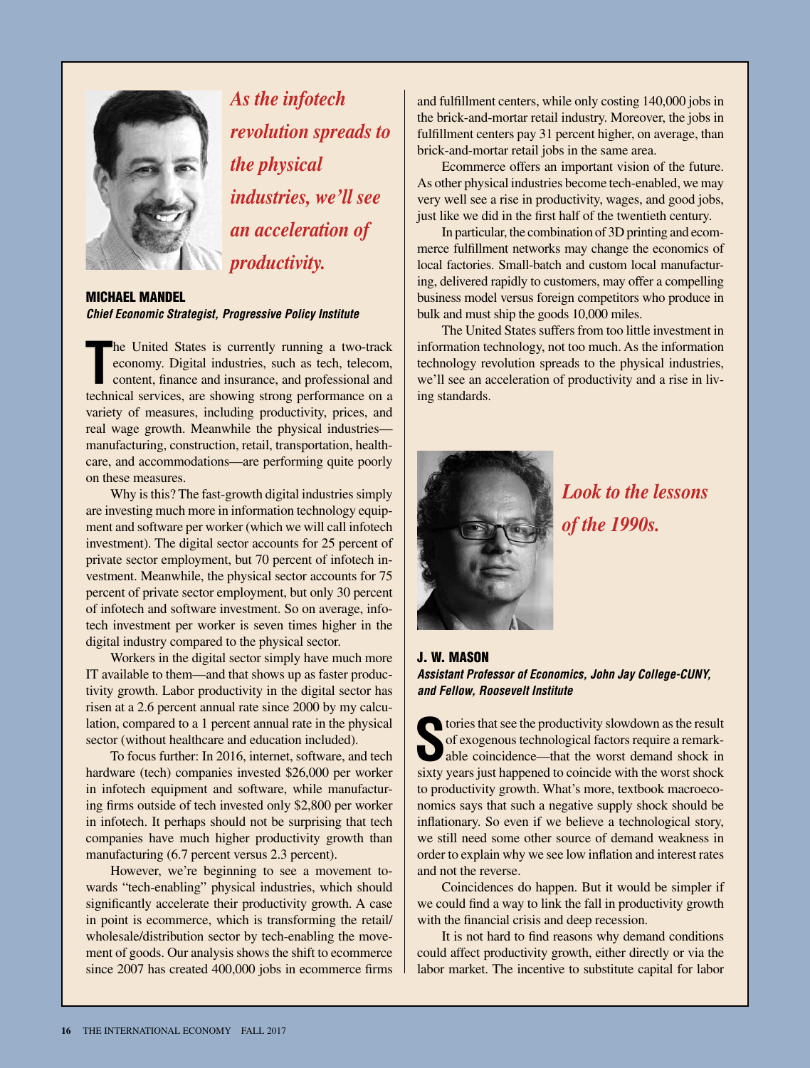*As the infotech revolution spreads to the physical industries, we'll see an acceleration of productivity.*

## MICHAEL MANDEL

***Chief Economic Strategist, Progressive Policy Institute***

The United States is currently running a two-track economy. Digital industries, such as tech, telecom, content, finance and insurance, and professional and technical services, are showing strong performance on a variety of measures, including productivity, prices, and real wage growth. Meanwhile the physical industries—manufacturing, construction, retail, transportation, healthcare, and accommodations—are performing quite poorly on these measures.

Why is this? The fast-growth digital industries simply are investing much more in information technology equipment and software per worker (which we will call infotech investment). The digital sector accounts for 25 percent of private sector employment, but 70 percent of infotech investment. Meanwhile, the physical sector accounts for 75 percent of private sector employment, but only 30 percent of infotech and software investment. So on average, infotech investment per worker is seven times higher in the digital industry compared to the physical sector.

Workers in the digital sector simply have much more IT available to them—and that shows up as faster productivity growth. Labor productivity in the digital sector has risen at a 2.6 percent annual rate since 2000 by my calculation, compared to a 1 percent annual rate in the physical sector (without healthcare and education included).

To focus further: In 2016, internet, software, and tech hardware (tech) companies invested $26,000 per worker in infotech equipment and software, while manufacturing firms outside of tech invested only $2,800 per worker in infotech. It perhaps should not be surprising that tech companies have much higher productivity growth than manufacturing (6.7 percent versus 2.3 percent).

However, we're beginning to see a movement towards "tech-enabling" physical industries, which should significantly accelerate their productivity growth. A case in point is ecommerce, which is transforming the retail/wholesale/distribution sector by tech-enabling the movement of goods. Our analysis shows the shift to ecommerce since 2007 has created 400,000 jobs in ecommerce firms and fulfillment centers, while only costing 140,000 jobs in the brick-and-mortar retail industry. Moreover, the jobs in fulfillment centers pay 31 percent higher, on average, than brick-and-mortar retail jobs in the same area.

Ecommerce offers an important vision of the future. As other physical industries become tech-enabled, we may very well see a rise in productivity, wages, and good jobs, just like we did in the first half of the twentieth century.

In particular, the combination of 3D printing and ecommerce fulfillment networks may change the economics of local factories. Small-batch and custom local manufacturing, delivered rapidly to customers, may offer a compelling business model versus foreign competitors who produce in bulk and must ship the goods 10,000 miles.

The United States suffers from too little investment in information technology, not too much. As the information technology revolution spreads to the physical industries, we'll see an acceleration of productivity and a rise in living standards.

*Look to the lessons of the 1990s.*

## J. W. MASON

***Assistant Professor of Economics, John Jay College-CUNY, and Fellow, Roosevelt Institute***

Stories that see the productivity slowdown as the result of exogenous technological factors require a remarkable coincidence—that the worst demand shock in sixty years just happened to coincide with the worst shock to productivity growth. What's more, textbook macroeconomics says that such a negative supply shock should be inflationary. So even if we believe a technological story, we still need some other source of demand weakness in order to explain why we see low inflation and interest rates and not the reverse.

Coincidences do happen. But it would be simpler if we could find a way to link the fall in productivity growth with the financial crisis and deep recession.

It is not hard to find reasons why demand conditions could affect productivity growth, either directly or via the labor market. The incentive to substitute capital for labor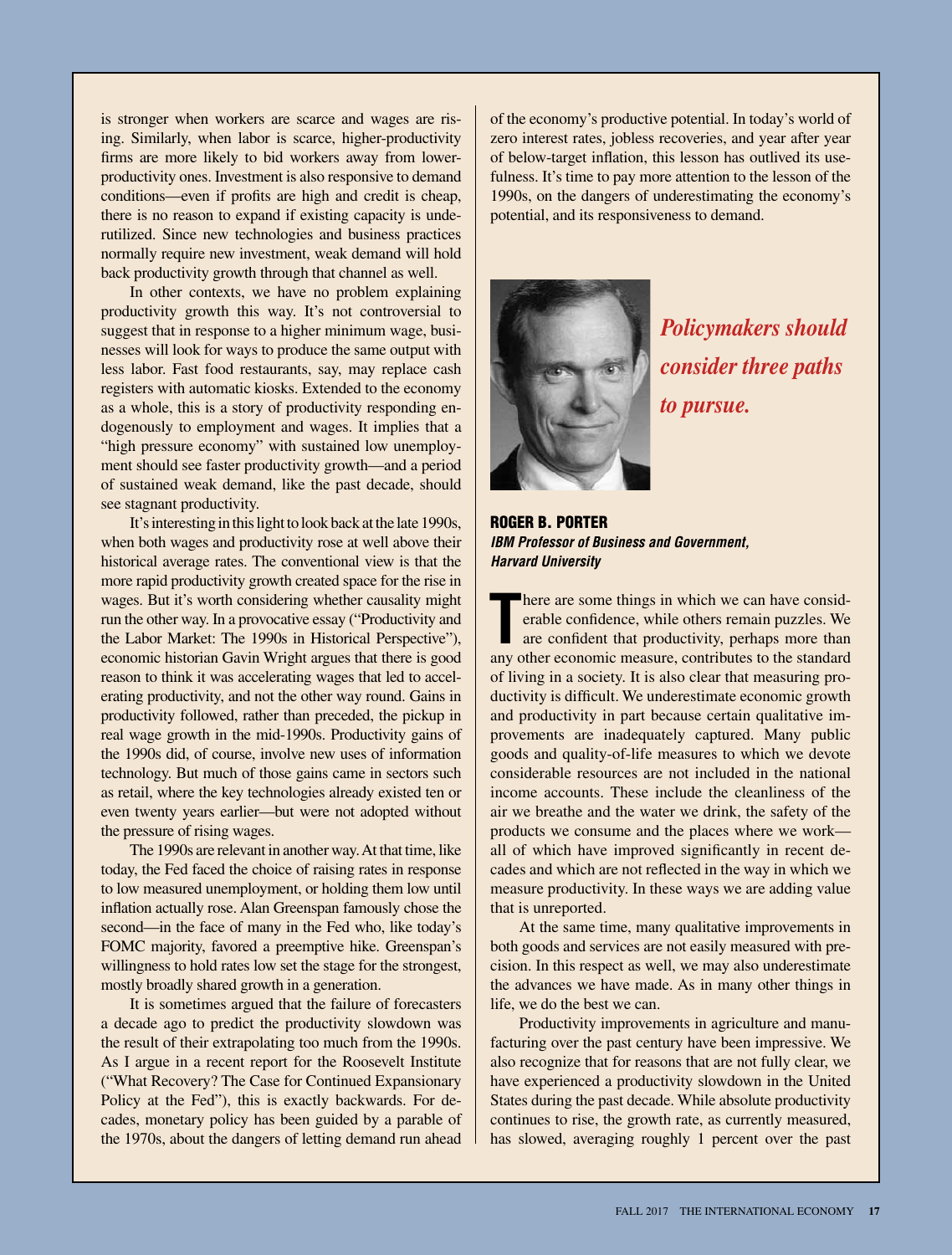is stronger when workers are scarce and wages are rising. Similarly, when labor is scarce, higher-productivity firms are more likely to bid workers away from lower-productivity ones. Investment is also responsive to demand conditions—even if profits are high and credit is cheap, there is no reason to expand if existing capacity is underutilized. Since new technologies and business practices normally require new investment, weak demand will hold back productivity growth through that channel as well.

In other contexts, we have no problem explaining productivity growth this way. It's not controversial to suggest that in response to a higher minimum wage, businesses will look for ways to produce the same output with less labor. Fast food restaurants, say, may replace cash registers with automatic kiosks. Extended to the economy as a whole, this is a story of productivity responding endogenously to employment and wages. It implies that a "high pressure economy" with sustained low unemployment should see faster productivity growth—and a period of sustained weak demand, like the past decade, should see stagnant productivity.

It's interesting in this light to look back at the late 1990s, when both wages and productivity rose at well above their historical average rates. The conventional view is that the more rapid productivity growth created space for the rise in wages. But it's worth considering whether causality might run the other way. In a provocative essay ("Productivity and the Labor Market: The 1990s in Historical Perspective"), economic historian Gavin Wright argues that there is good reason to think it was accelerating wages that led to accelerating productivity, and not the other way round. Gains in productivity followed, rather than preceded, the pickup in real wage growth in the mid-1990s. Productivity gains of the 1990s did, of course, involve new uses of information technology. But much of those gains came in sectors such as retail, where the key technologies already existed ten or even twenty years earlier—but were not adopted without the pressure of rising wages.

The 1990s are relevant in another way. At that time, like today, the Fed faced the choice of raising rates in response to low measured unemployment, or holding them low until inflation actually rose. Alan Greenspan famously chose the second—in the face of many in the Fed who, like today's FOMC majority, favored a preemptive hike. Greenspan's willingness to hold rates low set the stage for the strongest, mostly broadly shared growth in a generation.

It is sometimes argued that the failure of forecasters a decade ago to predict the productivity slowdown was the result of their extrapolating too much from the 1990s. As I argue in a recent report for the Roosevelt Institute ("What Recovery? The Case for Continued Expansionary Policy at the Fed"), this is exactly backwards. For decades, monetary policy has been guided by a parable of the 1970s, about the dangers of letting demand run ahead of the economy's productive potential. In today's world of zero interest rates, jobless recoveries, and year after year of below-target inflation, this lesson has outlived its usefulness. It's time to pay more attention to the lesson of the 1990s, on the dangers of underestimating the economy's potential, and its responsiveness to demand.

*Policymakers should consider three paths to pursue.*

## ROGER B. PORTER

***IBM Professor of Business and Government, Harvard University***

There are some things in which we can have considerable confidence, while others remain puzzles. We are confident that productivity, perhaps more than any other economic measure, contributes to the standard of living in a society. It is also clear that measuring productivity is difficult. We underestimate economic growth and productivity in part because certain qualitative improvements are inadequately captured. Many public goods and quality-of-life measures to which we devote considerable resources are not included in the national income accounts. These include the cleanliness of the air we breathe and the water we drink, the safety of the products we consume and the places where we work—all of which have improved significantly in recent decades and which are not reflected in the way in which we measure productivity. In these ways we are adding value that is unreported.

At the same time, many qualitative improvements in both goods and services are not easily measured with precision. In this respect as well, we may also underestimate the advances we have made. As in many other things in life, we do the best we can.

Productivity improvements in agriculture and manufacturing over the past century have been impressive. We also recognize that for reasons that are not fully clear, we have experienced a productivity slowdown in the United States during the past decade. While absolute productivity continues to rise, the growth rate, as currently measured, has slowed, averaging roughly 1 percent over the past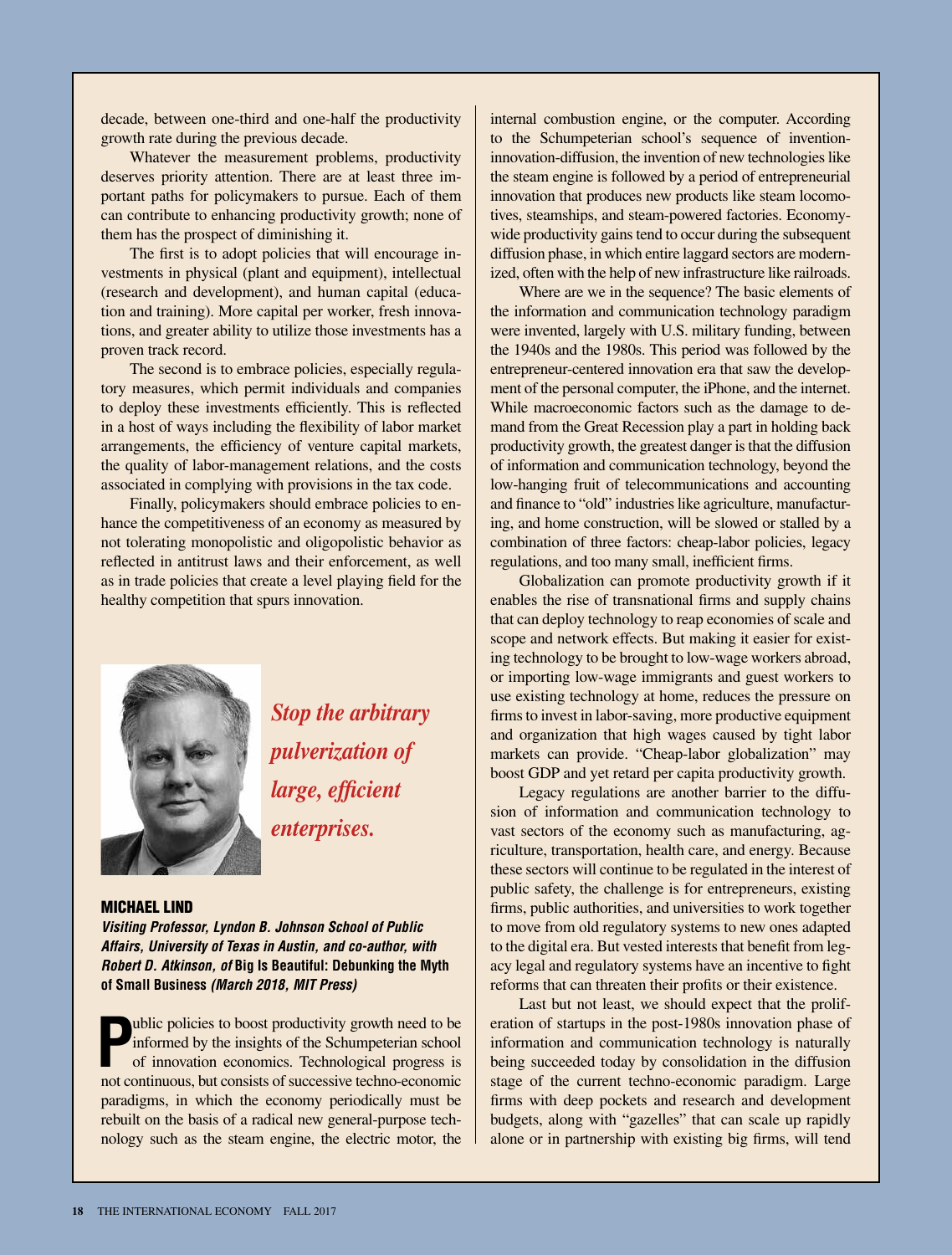decade, between one-third and one-half the productivity growth rate during the previous decade.

Whatever the measurement problems, productivity deserves priority attention. There are at least three important paths for policymakers to pursue. Each of them can contribute to enhancing productivity growth; none of them has the prospect of diminishing it.

The first is to adopt policies that will encourage investments in physical (plant and equipment), intellectual (research and development), and human capital (education and training). More capital per worker, fresh innovations, and greater ability to utilize those investments has a proven track record.

The second is to embrace policies, especially regulatory measures, which permit individuals and companies to deploy these investments efficiently. This is reflected in a host of ways including the flexibility of labor market arrangements, the efficiency of venture capital markets, the quality of labor-management relations, and the costs associated in complying with provisions in the tax code.

Finally, policymakers should embrace policies to enhance the competitiveness of an economy as measured by not tolerating monopolistic and oligopolistic behavior as reflected in antitrust laws and their enforcement, as well as in trade policies that create a level playing field for the healthy competition that spurs innovation.

***Stop the arbitrary pulverization of large, efficient enterprises.***

## MICHAEL LIND

***Visiting Professor, Lyndon B. Johnson School of Public Affairs, University of Texas in Austin, and co-author, with Robert D. Atkinson, of* Big Is Beautiful: Debunking the Myth of Small Business *(March 2018, MIT Press)***

Public policies to boost productivity growth need to be informed by the insights of the Schumpeterian school of innovation economics. Technological progress is not continuous, but consists of successive techno-economic paradigms, in which the economy periodically must be rebuilt on the basis of a radical new general-purpose technology such as the steam engine, the electric motor, the internal combustion engine, or the computer. According to the Schumpeterian school's sequence of invention-innovation-diffusion, the invention of new technologies like the steam engine is followed by a period of entrepreneurial innovation that produces new products like steam locomotives, steamships, and steam-powered factories. Economy-wide productivity gains tend to occur during the subsequent diffusion phase, in which entire laggard sectors are modernized, often with the help of new infrastructure like railroads.

Where are we in the sequence? The basic elements of the information and communication technology paradigm were invented, largely with U.S. military funding, between the 1940s and the 1980s. This period was followed by the entrepreneur-centered innovation era that saw the development of the personal computer, the iPhone, and the internet. While macroeconomic factors such as the damage to demand from the Great Recession play a part in holding back productivity growth, the greatest danger is that the diffusion of information and communication technology, beyond the low-hanging fruit of telecommunications and accounting and finance to "old" industries like agriculture, manufacturing, and home construction, will be slowed or stalled by a combination of three factors: cheap-labor policies, legacy regulations, and too many small, inefficient firms.

Globalization can promote productivity growth if it enables the rise of transnational firms and supply chains that can deploy technology to reap economies of scale and scope and network effects. But making it easier for existing technology to be brought to low-wage workers abroad, or importing low-wage immigrants and guest workers to use existing technology at home, reduces the pressure on firms to invest in labor-saving, more productive equipment and organization that high wages caused by tight labor markets can provide. "Cheap-labor globalization" may boost GDP and yet retard per capita productivity growth.

Legacy regulations are another barrier to the diffusion of information and communication technology to vast sectors of the economy such as manufacturing, agriculture, transportation, health care, and energy. Because these sectors will continue to be regulated in the interest of public safety, the challenge is for entrepreneurs, existing firms, public authorities, and universities to work together to move from old regulatory systems to new ones adapted to the digital era. But vested interests that benefit from legacy legal and regulatory systems have an incentive to fight reforms that can threaten their profits or their existence.

Last but not least, we should expect that the proliferation of startups in the post-1980s innovation phase of information and communication technology is naturally being succeeded today by consolidation in the diffusion stage of the current techno-economic paradigm. Large firms with deep pockets and research and development budgets, along with "gazelles" that can scale up rapidly alone or in partnership with existing big firms, will tend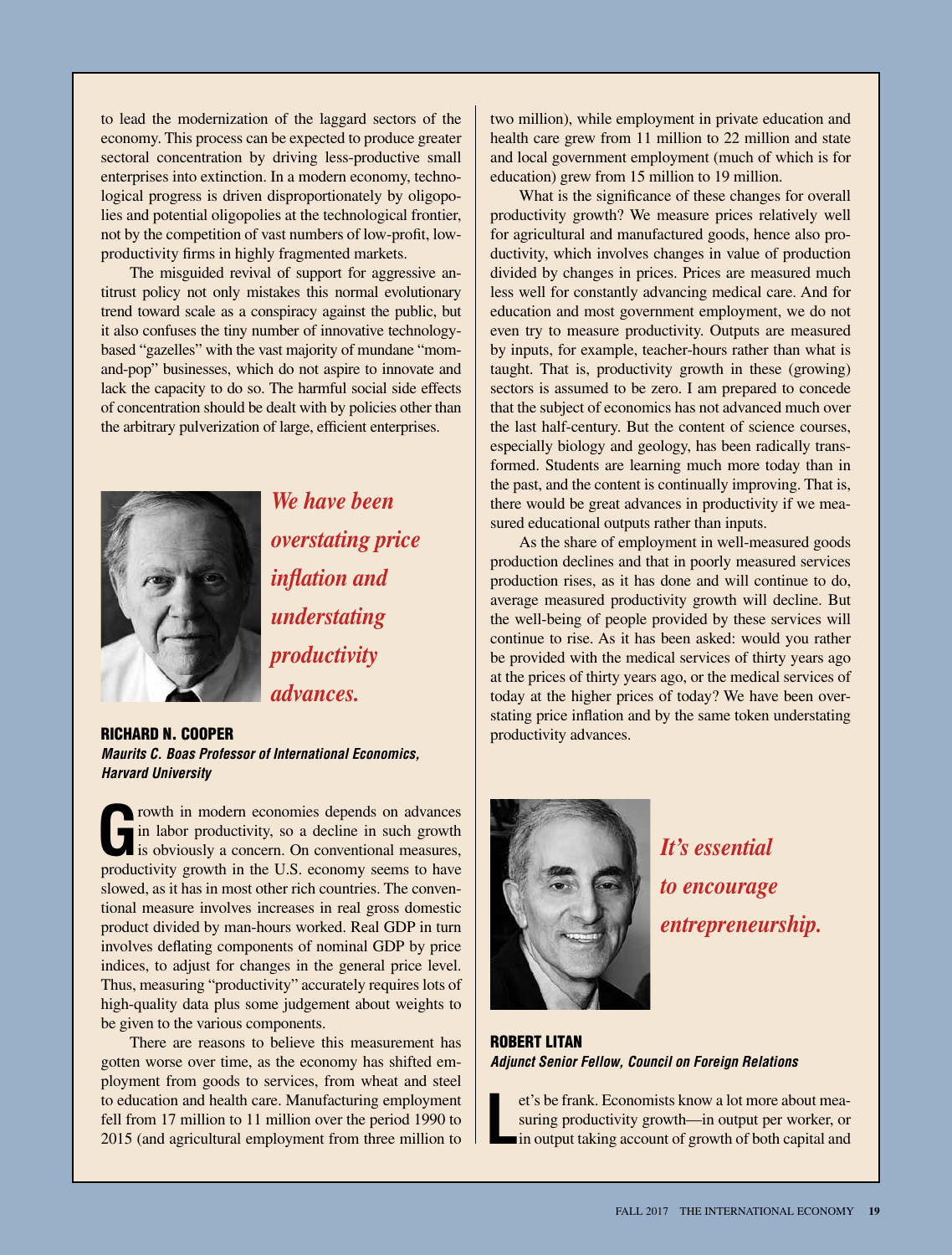to lead the modernization of the laggard sectors of the economy. This process can be expected to produce greater sectoral concentration by driving less-productive small enterprises into extinction. In a modern economy, technological progress is driven disproportionately by oligopolies and potential oligopolies at the technological frontier, not by the competition of vast numbers of low-profit, low-productivity firms in highly fragmented markets.

The misguided revival of support for aggressive antitrust policy not only mistakes this normal evolutionary trend toward scale as a conspiracy against the public, but it also confuses the tiny number of innovative technology-based "gazelles" with the vast majority of mundane "mom-and-pop" businesses, which do not aspire to innovate and lack the capacity to do so. The harmful social side effects of concentration should be dealt with by policies other than the arbitrary pulverization of large, efficient enterprises.

*We have been overstating price inflation and understating productivity advances.*

## RICHARD N. COOPER

***Maurits C. Boas Professor of International Economics, Harvard University***

Growth in modern economies depends on advances in labor productivity, so a decline in such growth is obviously a concern. On conventional measures, productivity growth in the U.S. economy seems to have slowed, as it has in most other rich countries. The conventional measure involves increases in real gross domestic product divided by man-hours worked. Real GDP in turn involves deflating components of nominal GDP by price indices, to adjust for changes in the general price level. Thus, measuring "productivity" accurately requires lots of high-quality data plus some judgement about weights to be given to the various components.

There are reasons to believe this measurement has gotten worse over time, as the economy has shifted employment from goods to services, from wheat and steel to education and health care. Manufacturing employment fell from 17 million to 11 million over the period 1990 to 2015 (and agricultural employment from three million to two million), while employment in private education and health care grew from 11 million to 22 million and state and local government employment (much of which is for education) grew from 15 million to 19 million.

What is the significance of these changes for overall productivity growth? We measure prices relatively well for agricultural and manufactured goods, hence also productivity, which involves changes in value of production divided by changes in prices. Prices are measured much less well for constantly advancing medical care. And for education and most government employment, we do not even try to measure productivity. Outputs are measured by inputs, for example, teacher-hours rather than what is taught. That is, productivity growth in these (growing) sectors is assumed to be zero. I am prepared to concede that the subject of economics has not advanced much over the last half-century. But the content of science courses, especially biology and geology, has been radically transformed. Students are learning much more today than in the past, and the content is continually improving. That is, there would be great advances in productivity if we measured educational outputs rather than inputs.

As the share of employment in well-measured goods production declines and that in poorly measured services production rises, as it has done and will continue to do, average measured productivity growth will decline. But the well-being of people provided by these services will continue to rise. As it has been asked: would you rather be provided with the medical services of thirty years ago at the prices of thirty years ago, or the medical services of today at the higher prices of today? We have been overstating price inflation and by the same token understating productivity advances.

*It's essential to encourage entrepreneurship.*

## ROBERT LITAN

***Adjunct Senior Fellow, Council on Foreign Relations***

Let's be frank. Economists know a lot more about measuring productivity growth—in output per worker, or in output taking account of growth of both capital and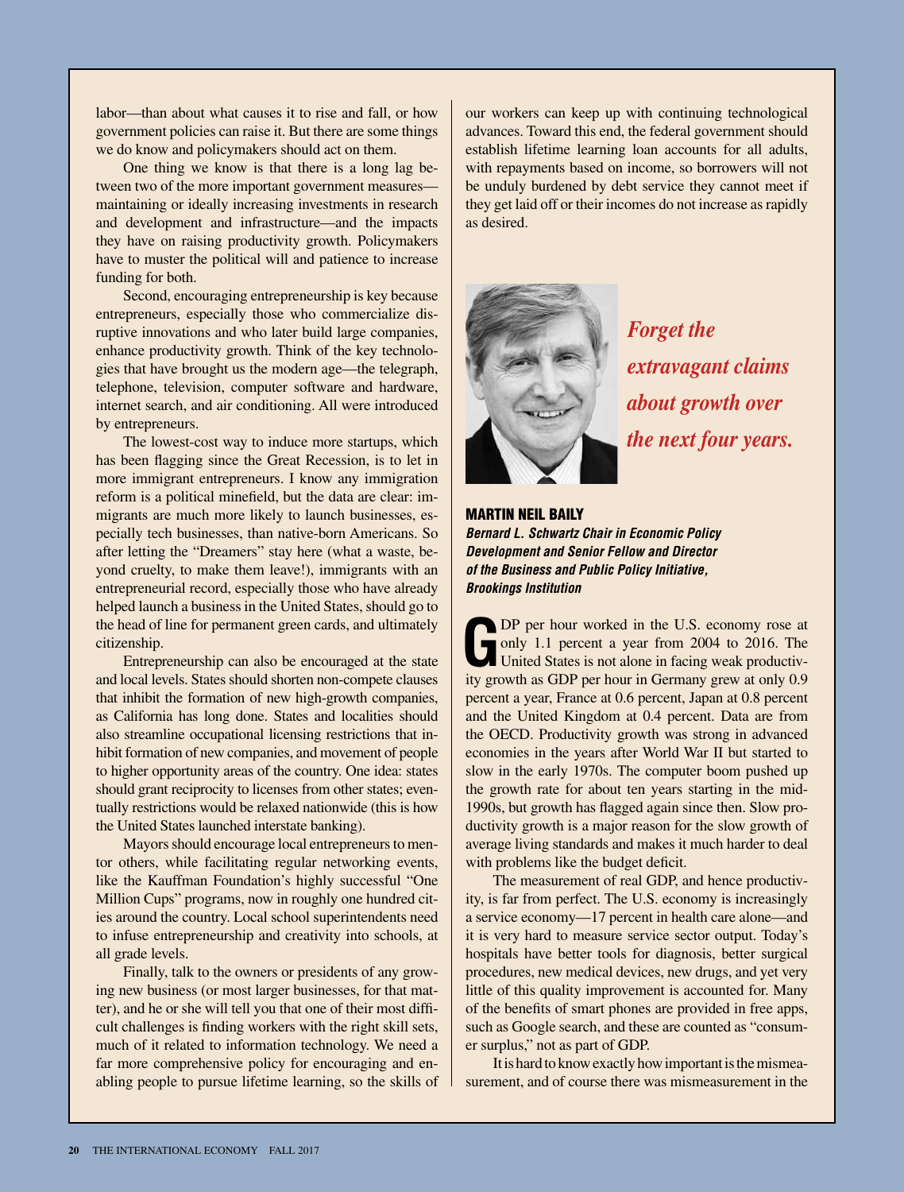labor—than about what causes it to rise and fall, or how government policies can raise it. But there are some things we do know and policymakers should act on them.

One thing we know is that there is a long lag between two of the more important government measures—maintaining or ideally increasing investments in research and development and infrastructure—and the impacts they have on raising productivity growth. Policymakers have to muster the political will and patience to increase funding for both.

Second, encouraging entrepreneurship is key because entrepreneurs, especially those who commercialize disruptive innovations and who later build large companies, enhance productivity growth. Think of the key technologies that have brought us the modern age—the telegraph, telephone, television, computer software and hardware, internet search, and air conditioning. All were introduced by entrepreneurs.

The lowest-cost way to induce more startups, which has been flagging since the Great Recession, is to let in more immigrant entrepreneurs. I know any immigration reform is a political minefield, but the data are clear: immigrants are much more likely to launch businesses, especially tech businesses, than native-born Americans. So after letting the "Dreamers" stay here (what a waste, beyond cruelty, to make them leave!), immigrants with an entrepreneurial record, especially those who have already helped launch a business in the United States, should go to the head of line for permanent green cards, and ultimately citizenship.

Entrepreneurship can also be encouraged at the state and local levels. States should shorten non-compete clauses that inhibit the formation of new high-growth companies, as California has long done. States and localities should also streamline occupational licensing restrictions that inhibit formation of new companies, and movement of people to higher opportunity areas of the country. One idea: states should grant reciprocity to licenses from other states; eventually restrictions would be relaxed nationwide (this is how the United States launched interstate banking).

Mayors should encourage local entrepreneurs to mentor others, while facilitating regular networking events, like the Kauffman Foundation's highly successful "One Million Cups" programs, now in roughly one hundred cities around the country. Local school superintendents need to infuse entrepreneurship and creativity into schools, at all grade levels.

Finally, talk to the owners or presidents of any growing new business (or most larger businesses, for that matter), and he or she will tell you that one of their most difficult challenges is finding workers with the right skill sets, much of it related to information technology. We need a far more comprehensive policy for encouraging and enabling people to pursue lifetime learning, so the skills of our workers can keep up with continuing technological advances. Toward this end, the federal government should establish lifetime learning loan accounts for all adults, with repayments based on income, so borrowers will not be unduly burdened by debt service they cannot meet if they get laid off or their incomes do not increase as rapidly as desired.

***Forget the extravagant claims about growth over the next four years.***

## MARTIN NEIL BAILY

***Bernard L. Schwartz Chair in Economic Policy Development and Senior Fellow and Director of the Business and Public Policy Initiative, Brookings Institution***

GDP per hour worked in the U.S. economy rose at only 1.1 percent a year from 2004 to 2016. The United States is not alone in facing weak productivity growth as GDP per hour in Germany grew at only 0.9 percent a year, France at 0.6 percent, Japan at 0.8 percent and the United Kingdom at 0.4 percent. Data are from the OECD. Productivity growth was strong in advanced economies in the years after World War II but started to slow in the early 1970s. The computer boom pushed up the growth rate for about ten years starting in the mid-1990s, but growth has flagged again since then. Slow productivity growth is a major reason for the slow growth of average living standards and makes it much harder to deal with problems like the budget deficit.

The measurement of real GDP, and hence productivity, is far from perfect. The U.S. economy is increasingly a service economy—17 percent in health care alone—and it is very hard to measure service sector output. Today's hospitals have better tools for diagnosis, better surgical procedures, new medical devices, new drugs, and yet very little of this quality improvement is accounted for. Many of the benefits of smart phones are provided in free apps, such as Google search, and these are counted as "consumer surplus," not as part of GDP.

It is hard to know exactly how important is the mismeasurement, and of course there was mismeasurement in the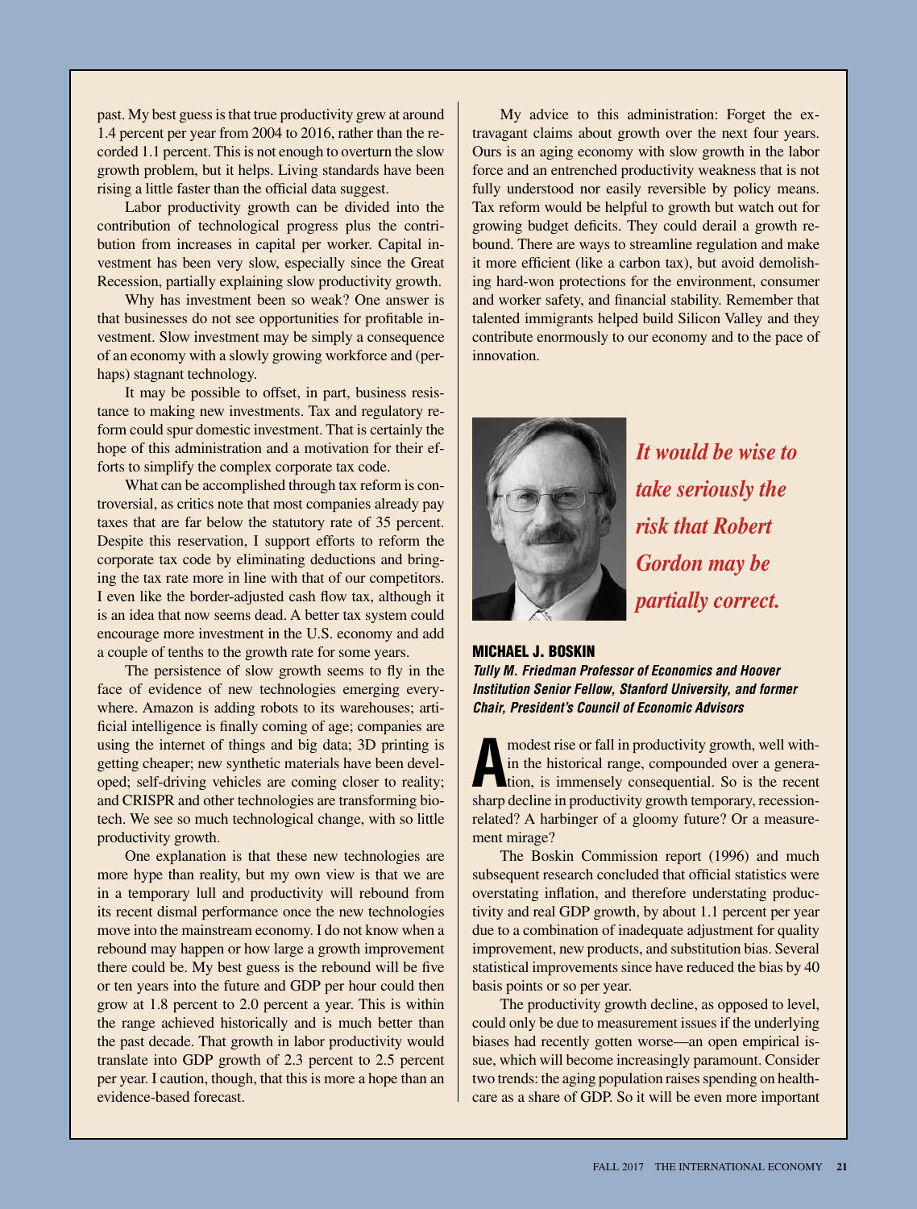past. My best guess is that true productivity grew at around 1.4 percent per year from 2004 to 2016, rather than the recorded 1.1 percent. This is not enough to overturn the slow growth problem, but it helps. Living standards have been rising a little faster than the official data suggest.

Labor productivity growth can be divided into the contribution of technological progress plus the contribution from increases in capital per worker. Capital investment has been very slow, especially since the Great Recession, partially explaining slow productivity growth.

Why has investment been so weak? One answer is that businesses do not see opportunities for profitable investment. Slow investment may be simply a consequence of an economy with a slowly growing workforce and (perhaps) stagnant technology.

It may be possible to offset, in part, business resistance to making new investments. Tax and regulatory reform could spur domestic investment. That is certainly the hope of this administration and a motivation for their efforts to simplify the complex corporate tax code.

What can be accomplished through tax reform is controversial, as critics note that most companies already pay taxes that are far below the statutory rate of 35 percent. Despite this reservation, I support efforts to reform the corporate tax code by eliminating deductions and bringing the tax rate more in line with that of our competitors. I even like the border-adjusted cash flow tax, although it is an idea that now seems dead. A better tax system could encourage more investment in the U.S. economy and add a couple of tenths to the growth rate for some years.

The persistence of slow growth seems to fly in the face of evidence of new technologies emerging everywhere. Amazon is adding robots to its warehouses; artificial intelligence is finally coming of age; companies are using the internet of things and big data; 3D printing is getting cheaper; new synthetic materials have been developed; self-driving vehicles are coming closer to reality; and CRISPR and other technologies are transforming biotech. We see so much technological change, with so little productivity growth.

One explanation is that these new technologies are more hype than reality, but my own view is that we are in a temporary lull and productivity will rebound from its recent dismal performance once the new technologies move into the mainstream economy. I do not know when a rebound may happen or how large a growth improvement there could be. My best guess is the rebound will be five or ten years into the future and GDP per hour could then grow at 1.8 percent to 2.0 percent a year. This is within the range achieved historically and is much better than the past decade. That growth in labor productivity would translate into GDP growth of 2.3 percent to 2.5 percent per year. I caution, though, that this is more a hope than an evidence-based forecast.

My advice to this administration: Forget the extravagant claims about growth over the next four years. Ours is an aging economy with slow growth in the labor force and an entrenched productivity weakness that is not fully understood nor easily reversible by policy means. Tax reform would be helpful to growth but watch out for growing budget deficits. They could derail a growth rebound. There are ways to streamline regulation and make it more efficient (like a carbon tax), but avoid demolishing hard-won protections for the environment, consumer and worker safety, and financial stability. Remember that talented immigrants helped build Silicon Valley and they contribute enormously to our economy and to the pace of innovation.

*It would be wise to take seriously the risk that Robert Gordon may be partially correct.*

## MICHAEL J. BOSKIN

***Tully M. Friedman Professor of Economics and Hoover Institution Senior Fellow, Stanford University, and former Chair, President's Council of Economic Advisors***

A modest rise or fall in productivity growth, well within the historical range, compounded over a generation, is immensely consequential. So is the recent sharp decline in productivity growth temporary, recession-related? A harbinger of a gloomy future? Or a measurement mirage?

The Boskin Commission report (1996) and much subsequent research concluded that official statistics were overstating inflation, and therefore understating productivity and real GDP growth, by about 1.1 percent per year due to a combination of inadequate adjustment for quality improvement, new products, and substitution bias. Several statistical improvements since have reduced the bias by 40 basis points or so per year.

The productivity growth decline, as opposed to level, could only be due to measurement issues if the underlying biases had recently gotten worse—an open empirical issue, which will become increasingly paramount. Consider two trends: the aging population raises spending on healthcare as a share of GDP. So it will be even more important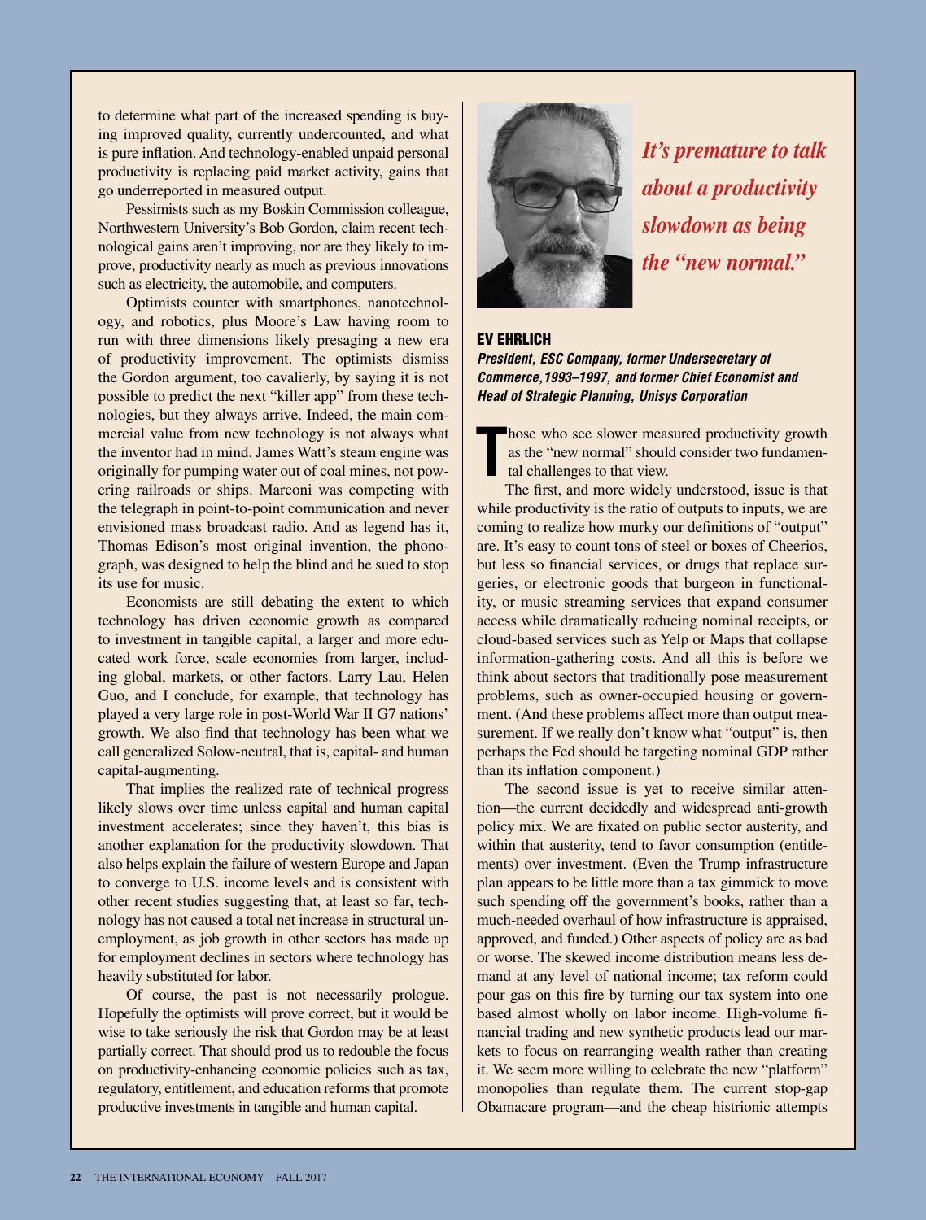to determine what part of the increased spending is buying improved quality, currently undercounted, and what is pure inflation. And technology-enabled unpaid personal productivity is replacing paid market activity, gains that go underreported in measured output.

Pessimists such as my Boskin Commission colleague, Northwestern University's Bob Gordon, claim recent technological gains aren't improving, nor are they likely to improve, productivity nearly as much as previous innovations such as electricity, the automobile, and computers.

Optimists counter with smartphones, nanotechnology, and robotics, plus Moore's Law having room to run with three dimensions likely presaging a new era of productivity improvement. The optimists dismiss the Gordon argument, too cavalierly, by saying it is not possible to predict the next "killer app" from these technologies, but they always arrive. Indeed, the main commercial value from new technology is not always what the inventor had in mind. James Watt's steam engine was originally for pumping water out of coal mines, not powering railroads or ships. Marconi was competing with the telegraph in point-to-point communication and never envisioned mass broadcast radio. And as legend has it, Thomas Edison's most original invention, the phonograph, was designed to help the blind and he sued to stop its use for music.

Economists are still debating the extent to which technology has driven economic growth as compared to investment in tangible capital, a larger and more educated work force, scale economies from larger, including global, markets, or other factors. Larry Lau, Helen Guo, and I conclude, for example, that technology has played a very large role in post-World War II G7 nations' growth. We also find that technology has been what we call generalized Solow-neutral, that is, capital- and human capital-augmenting.

That implies the realized rate of technical progress likely slows over time unless capital and human capital investment accelerates; since they haven't, this bias is another explanation for the productivity slowdown. That also helps explain the failure of western Europe and Japan to converge to U.S. income levels and is consistent with other recent studies suggesting that, at least so far, technology has not caused a total net increase in structural unemployment, as job growth in other sectors has made up for employment declines in sectors where technology has heavily substituted for labor.

Of course, the past is not necessarily prologue. Hopefully the optimists will prove correct, but it would be wise to take seriously the risk that Gordon may be at least partially correct. That should prod us to redouble the focus on productivity-enhancing economic policies such as tax, regulatory, entitlement, and education reforms that promote productive investments in tangible and human capital.

*It's premature to talk about a productivity slowdown as being the "new normal."*

## EV EHRLICH

***President, ESC Company, former Undersecretary of Commerce, 1993–1997, and former Chief Economist and Head of Strategic Planning, Unisys Corporation***

Those who see slower measured productivity growth as the "new normal" should consider two fundamental challenges to that view.

The first, and more widely understood, issue is that while productivity is the ratio of outputs to inputs, we are coming to realize how murky our definitions of "output" are. It's easy to count tons of steel or boxes of Cheerios, but less so financial services, or drugs that replace surgeries, or electronic goods that burgeon in functionality, or music streaming services that expand consumer access while dramatically reducing nominal receipts, or cloud-based services such as Yelp or Maps that collapse information-gathering costs. And all this is before we think about sectors that traditionally pose measurement problems, such as owner-occupied housing or government. (And these problems affect more than output measurement. If we really don't know what "output" is, then perhaps the Fed should be targeting nominal GDP rather than its inflation component.)

The second issue is yet to receive similar attention—the current decidedly and widespread anti-growth policy mix. We are fixated on public sector austerity, and within that austerity, tend to favor consumption (entitlements) over investment. (Even the Trump infrastructure plan appears to be little more than a tax gimmick to move such spending off the government's books, rather than a much-needed overhaul of how infrastructure is appraised, approved, and funded.) Other aspects of policy are as bad or worse. The skewed income distribution means less demand at any level of national income; tax reform could pour gas on this fire by turning our tax system into one based almost wholly on labor income. High-volume financial trading and new synthetic products lead our markets to focus on rearranging wealth rather than creating it. We seem more willing to celebrate the new "platform" monopolies than regulate them. The current stop-gap Obamacare program—and the cheap histrionic attempts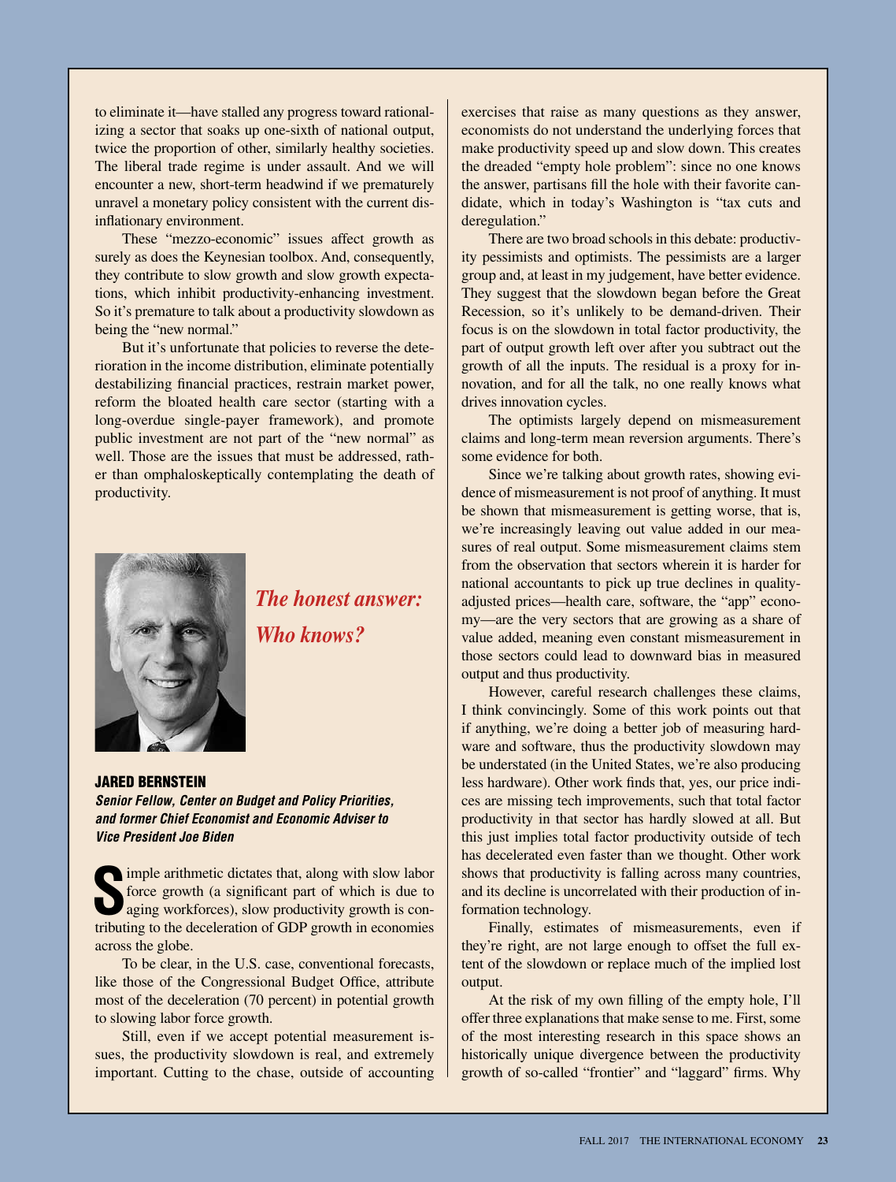to eliminate it—have stalled any progress toward rationalizing a sector that soaks up one-sixth of national output, twice the proportion of other, similarly healthy societies. The liberal trade regime is under assault. And we will encounter a new, short-term headwind if we prematurely unravel a monetary policy consistent with the current disinflationary environment.

These "mezzo-economic" issues affect growth as surely as does the Keynesian toolbox. And, consequently, they contribute to slow growth and slow growth expectations, which inhibit productivity-enhancing investment. So it's premature to talk about a productivity slowdown as being the "new normal."

But it's unfortunate that policies to reverse the deterioration in the income distribution, eliminate potentially destabilizing financial practices, restrain market power, reform the bloated health care sector (starting with a long-overdue single-payer framework), and promote public investment are not part of the "new normal" as well. Those are the issues that must be addressed, rather than omphaloskeptically contemplating the death of productivity.

## *The honest answer: Who knows?*

**JARED BERNSTEIN**
***Senior Fellow, Center on Budget and Policy Priorities, and former Chief Economist and Economic Adviser to Vice President Joe Biden***

Simple arithmetic dictates that, along with slow labor force growth (a significant part of which is due to aging workforces), slow productivity growth is contributing to the deceleration of GDP growth in economies across the globe.

To be clear, in the U.S. case, conventional forecasts, like those of the Congressional Budget Office, attribute most of the deceleration (70 percent) in potential growth to slowing labor force growth.

Still, even if we accept potential measurement issues, the productivity slowdown is real, and extremely important. Cutting to the chase, outside of accounting exercises that raise as many questions as they answer, economists do not understand the underlying forces that make productivity speed up and slow down. This creates the dreaded "empty hole problem": since no one knows the answer, partisans fill the hole with their favorite candidate, which in today's Washington is "tax cuts and deregulation."

There are two broad schools in this debate: productivity pessimists and optimists. The pessimists are a larger group and, at least in my judgement, have better evidence. They suggest that the slowdown began before the Great Recession, so it's unlikely to be demand-driven. Their focus is on the slowdown in total factor productivity, the part of output growth left over after you subtract out the growth of all the inputs. The residual is a proxy for innovation, and for all the talk, no one really knows what drives innovation cycles.

The optimists largely depend on mismeasurement claims and long-term mean reversion arguments. There's some evidence for both.

Since we're talking about growth rates, showing evidence of mismeasurement is not proof of anything. It must be shown that mismeasurement is getting worse, that is, we're increasingly leaving out value added in our measures of real output. Some mismeasurement claims stem from the observation that sectors wherein it is harder for national accountants to pick up true declines in quality-adjusted prices—health care, software, the "app" economy—are the very sectors that are growing as a share of value added, meaning even constant mismeasurement in those sectors could lead to downward bias in measured output and thus productivity.

However, careful research challenges these claims, I think convincingly. Some of this work points out that if anything, we're doing a better job of measuring hardware and software, thus the productivity slowdown may be understated (in the United States, we're also producing less hardware). Other work finds that, yes, our price indices are missing tech improvements, such that total factor productivity in that sector has hardly slowed at all. But this just implies total factor productivity outside of tech has decelerated even faster than we thought. Other work shows that productivity is falling across many countries, and its decline is uncorrelated with their production of information technology.

Finally, estimates of mismeasurements, even if they're right, are not large enough to offset the full extent of the slowdown or replace much of the implied lost output.

At the risk of my own filling of the empty hole, I'll offer three explanations that make sense to me. First, some of the most interesting research in this space shows an historically unique divergence between the productivity growth of so-called "frontier" and "laggard" firms. Why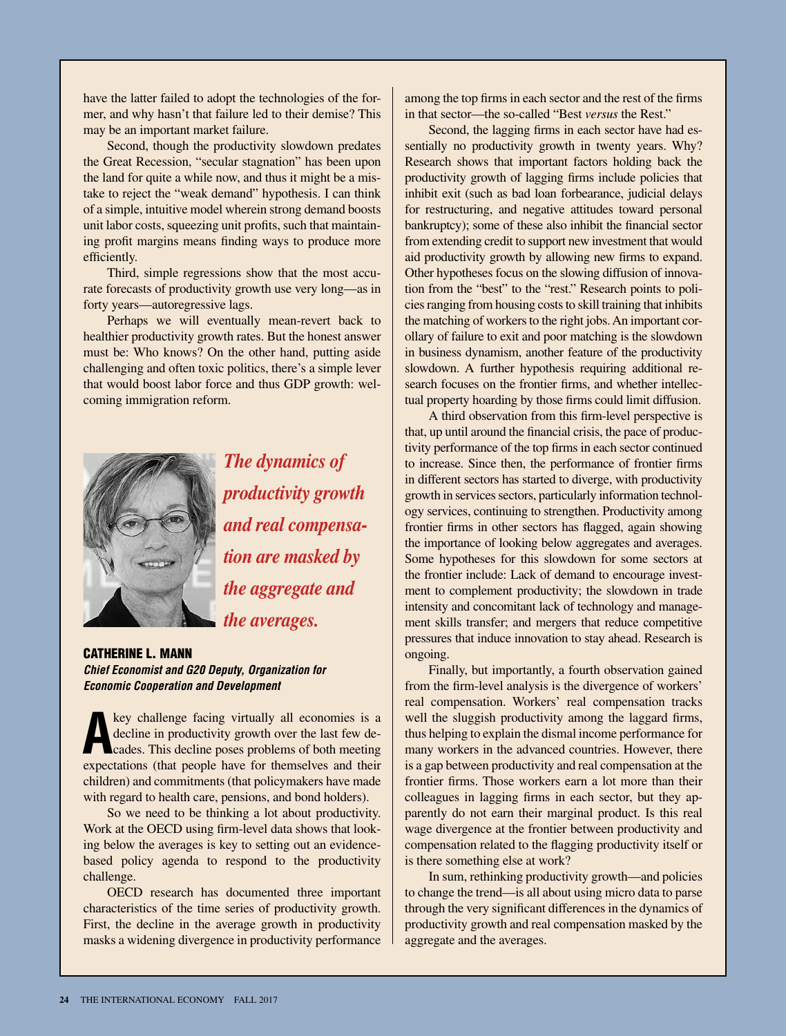have the latter failed to adopt the technologies of the former, and why hasn't that failure led to their demise? This may be an important market failure.

Second, though the productivity slowdown predates the Great Recession, "secular stagnation" has been upon the land for quite a while now, and thus it might be a mistake to reject the "weak demand" hypothesis. I can think of a simple, intuitive model wherein strong demand boosts unit labor costs, squeezing unit profits, such that maintaining profit margins means finding ways to produce more efficiently.

Third, simple regressions show that the most accurate forecasts of productivity growth use very long—as in forty years—autoregressive lags.

Perhaps we will eventually mean-revert back to healthier productivity growth rates. But the honest answer must be: Who knows? On the other hand, putting aside challenging and often toxic politics, there's a simple lever that would boost labor force and thus GDP growth: welcoming immigration reform.

*The dynamics of productivity growth and real compensation are masked by the aggregate and the averages.*

## CATHERINE L. MANN

***Chief Economist and G20 Deputy, Organization for Economic Cooperation and Development***

A key challenge facing virtually all economies is a decline in productivity growth over the last few decades. This decline poses problems of both meeting expectations (that people have for themselves and their children) and commitments (that policymakers have made with regard to health care, pensions, and bond holders).

So we need to be thinking a lot about productivity. Work at the OECD using firm-level data shows that looking below the averages is key to setting out an evidence-based policy agenda to respond to the productivity challenge.

OECD research has documented three important characteristics of the time series of productivity growth. First, the decline in the average growth in productivity masks a widening divergence in productivity performance among the top firms in each sector and the rest of the firms in that sector—the so-called "Best *versus* the Rest."

Second, the lagging firms in each sector have had essentially no productivity growth in twenty years. Why? Research shows that important factors holding back the productivity growth of lagging firms include policies that inhibit exit (such as bad loan forbearance, judicial delays for restructuring, and negative attitudes toward personal bankruptcy); some of these also inhibit the financial sector from extending credit to support new investment that would aid productivity growth by allowing new firms to expand. Other hypotheses focus on the slowing diffusion of innovation from the "best" to the "rest." Research points to policies ranging from housing costs to skill training that inhibits the matching of workers to the right jobs. An important corollary of failure to exit and poor matching is the slowdown in business dynamism, another feature of the productivity slowdown. A further hypothesis requiring additional research focuses on the frontier firms, and whether intellectual property hoarding by those firms could limit diffusion.

A third observation from this firm-level perspective is that, up until around the financial crisis, the pace of productivity performance of the top firms in each sector continued to increase. Since then, the performance of frontier firms in different sectors has started to diverge, with productivity growth in services sectors, particularly information technology services, continuing to strengthen. Productivity among frontier firms in other sectors has flagged, again showing the importance of looking below aggregates and averages. Some hypotheses for this slowdown for some sectors at the frontier include: Lack of demand to encourage investment to complement productivity; the slowdown in trade intensity and concomitant lack of technology and management skills transfer; and mergers that reduce competitive pressures that induce innovation to stay ahead. Research is ongoing.

Finally, but importantly, a fourth observation gained from the firm-level analysis is the divergence of workers' real compensation. Workers' real compensation tracks well the sluggish productivity among the laggard firms, thus helping to explain the dismal income performance for many workers in the advanced countries. However, there is a gap between productivity and real compensation at the frontier firms. Those workers earn a lot more than their colleagues in lagging firms in each sector, but they apparently do not earn their marginal product. Is this real wage divergence at the frontier between productivity and compensation related to the flagging productivity itself or is there something else at work?

In sum, rethinking productivity growth—and policies to change the trend—is all about using micro data to parse through the very significant differences in the dynamics of productivity growth and real compensation masked by the aggregate and the averages.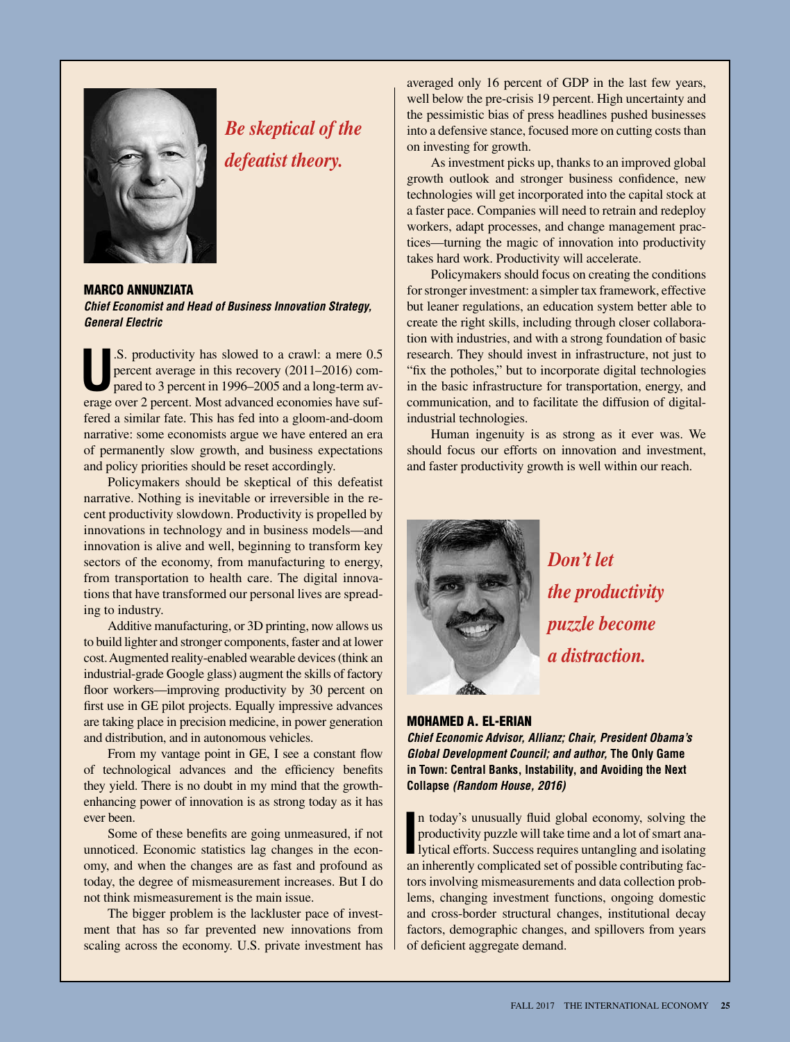*Be skeptical of the defeatist theory.*

## MARCO ANNUNZIATA

***Chief Economist and Head of Business Innovation Strategy, General Electric***

U.S. productivity has slowed to a crawl: a mere 0.5 percent average in this recovery (2011–2016) compared to 3 percent in 1996–2005 and a long-term average over 2 percent. Most advanced economies have suffered a similar fate. This has fed into a gloom-and-doom narrative: some economists argue we have entered an era of permanently slow growth, and business expectations and policy priorities should be reset accordingly.

Policymakers should be skeptical of this defeatist narrative. Nothing is inevitable or irreversible in the recent productivity slowdown. Productivity is propelled by innovations in technology and in business models—and innovation is alive and well, beginning to transform key sectors of the economy, from manufacturing to energy, from transportation to health care. The digital innovations that have transformed our personal lives are spreading to industry.

Additive manufacturing, or 3D printing, now allows us to build lighter and stronger components, faster and at lower cost. Augmented reality-enabled wearable devices (think an industrial-grade Google glass) augment the skills of factory floor workers—improving productivity by 30 percent on first use in GE pilot projects. Equally impressive advances are taking place in precision medicine, in power generation and distribution, and in autonomous vehicles.

From my vantage point in GE, I see a constant flow of technological advances and the efficiency benefits they yield. There is no doubt in my mind that the growth-enhancing power of innovation is as strong today as it has ever been.

Some of these benefits are going unmeasured, if not unnoticed. Economic statistics lag changes in the economy, and when the changes are as fast and profound as today, the degree of mismeasurement increases. But I do not think mismeasurement is the main issue.

The bigger problem is the lackluster pace of investment that has so far prevented new innovations from scaling across the economy. U.S. private investment has averaged only 16 percent of GDP in the last few years, well below the pre-crisis 19 percent. High uncertainty and the pessimistic bias of press headlines pushed businesses into a defensive stance, focused more on cutting costs than on investing for growth.

As investment picks up, thanks to an improved global growth outlook and stronger business confidence, new technologies will get incorporated into the capital stock at a faster pace. Companies will need to retrain and redeploy workers, adapt processes, and change management practices—turning the magic of innovation into productivity takes hard work. Productivity will accelerate.

Policymakers should focus on creating the conditions for stronger investment: a simpler tax framework, effective but leaner regulations, an education system better able to create the right skills, including through closer collaboration with industries, and with a strong foundation of basic research. They should invest in infrastructure, not just to "fix the potholes," but to incorporate digital technologies in the basic infrastructure for transportation, energy, and communication, and to facilitate the diffusion of digital-industrial technologies.

Human ingenuity is as strong as it ever was. We should focus our efforts on innovation and investment, and faster productivity growth is well within our reach.

*Don't let the productivity puzzle become a distraction.*

## MOHAMED A. EL-ERIAN

***Chief Economic Advisor, Allianz; Chair, President Obama's Global Development Council; and author,* The Only Game in Town: Central Banks, Instability, and Avoiding the Next Collapse *(Random House, 2016)***

In today's unusually fluid global economy, solving the productivity puzzle will take time and a lot of smart analytical efforts. Success requires untangling and isolating an inherently complicated set of possible contributing factors involving mismeasurements and data collection problems, changing investment functions, ongoing domestic and cross-border structural changes, institutional decay factors, demographic changes, and spillovers from years of deficient aggregate demand.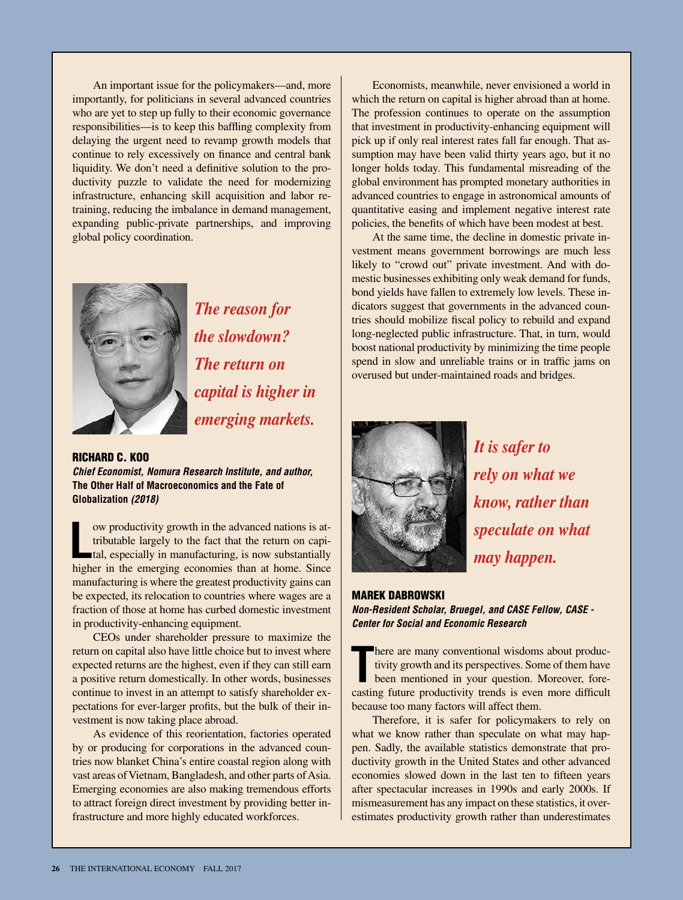An important issue for the policymakers—and, more importantly, for politicians in several advanced countries who are yet to step up fully to their economic governance responsibilities—is to keep this baffling complexity from delaying the urgent need to revamp growth models that continue to rely excessively on finance and central bank liquidity. We don't need a definitive solution to the productivity puzzle to validate the need for modernizing infrastructure, enhancing skill acquisition and labor retraining, reducing the imbalance in demand management, expanding public-private partnerships, and improving global policy coordination.

***The reason for the slowdown? The return on capital is higher in emerging markets.***

## RICHARD C. KOO

***Chief Economist, Nomura Research Institute, and author,* The Other Half of Macroeconomics and the Fate of Globalization *(2018)***

Low productivity growth in the advanced nations is attributable largely to the fact that the return on capital, especially in manufacturing, is now substantially higher in the emerging economies than at home. Since manufacturing is where the greatest productivity gains can be expected, its relocation to countries where wages are a fraction of those at home has curbed domestic investment in productivity-enhancing equipment.

CEOs under shareholder pressure to maximize the return on capital also have little choice but to invest where expected returns are the highest, even if they can still earn a positive return domestically. In other words, businesses continue to invest in an attempt to satisfy shareholder expectations for ever-larger profits, but the bulk of their investment is now taking place abroad.

As evidence of this reorientation, factories operated by or producing for corporations in the advanced countries now blanket China's entire coastal region along with vast areas of Vietnam, Bangladesh, and other parts of Asia. Emerging economies are also making tremendous efforts to attract foreign direct investment by providing better infrastructure and more highly educated workforces.

Economists, meanwhile, never envisioned a world in which the return on capital is higher abroad than at home. The profession continues to operate on the assumption that investment in productivity-enhancing equipment will pick up if only real interest rates fall far enough. That assumption may have been valid thirty years ago, but it no longer holds today. This fundamental misreading of the global environment has prompted monetary authorities in advanced countries to engage in astronomical amounts of quantitative easing and implement negative interest rate policies, the benefits of which have been modest at best.

At the same time, the decline in domestic private investment means government borrowings are much less likely to "crowd out" private investment. And with domestic businesses exhibiting only weak demand for funds, bond yields have fallen to extremely low levels. These indicators suggest that governments in the advanced countries should mobilize fiscal policy to rebuild and expand long-neglected public infrastructure. That, in turn, would boost national productivity by minimizing the time people spend in slow and unreliable trains or in traffic jams on overused but under-maintained roads and bridges.

***It is safer to rely on what we know, rather than speculate on what may happen.***

## MAREK DABROWSKI

***Non-Resident Scholar, Bruegel, and CASE Fellow, CASE - Center for Social and Economic Research***

There are many conventional wisdoms about productivity growth and its perspectives. Some of them have been mentioned in your question. Moreover, forecasting future productivity trends is even more difficult because too many factors will affect them.

Therefore, it is safer for policymakers to rely on what we know rather than speculate on what may happen. Sadly, the available statistics demonstrate that productivity growth in the United States and other advanced economies slowed down in the last ten to fifteen years after spectacular increases in 1990s and early 2000s. If mismeasurement has any impact on these statistics, it overestimates productivity growth rather than underestimates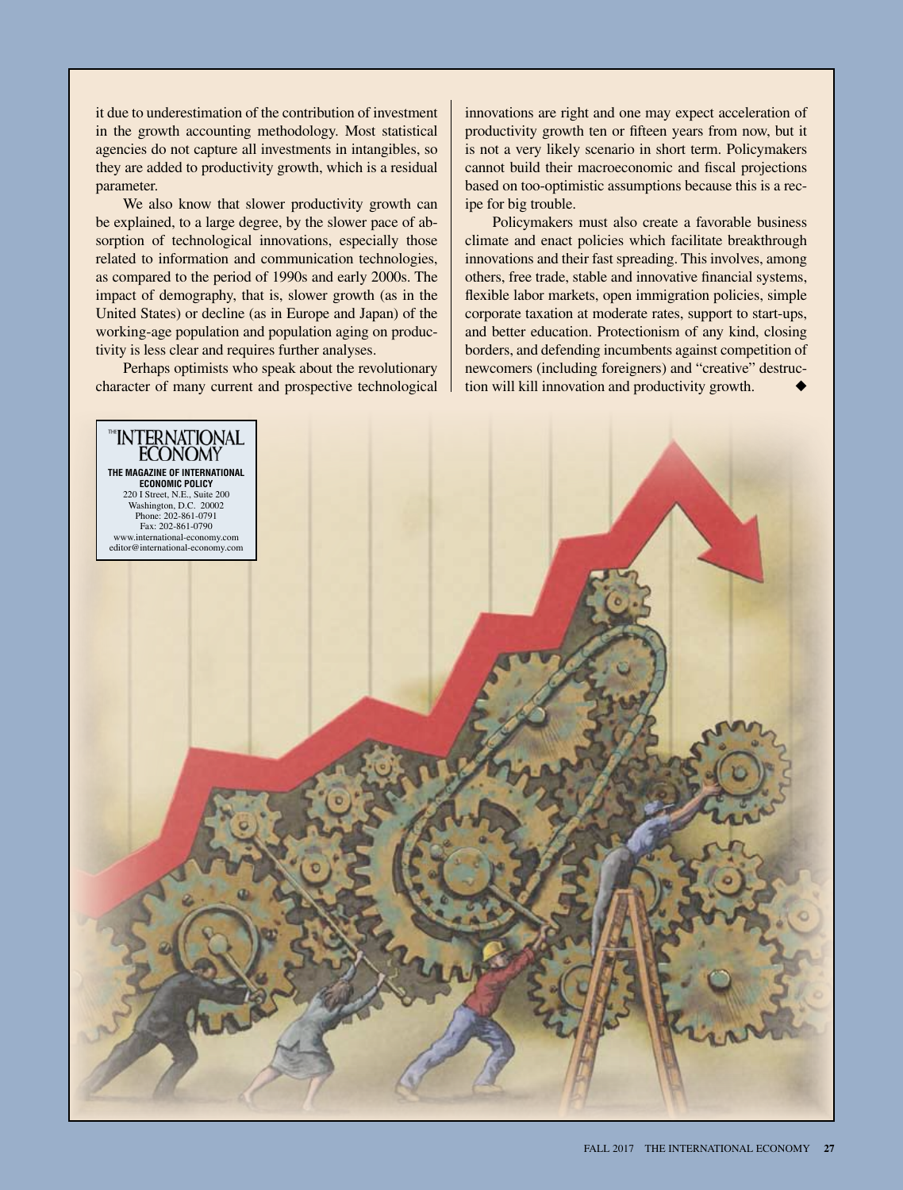it due to underestimation of the contribution of investment in the growth accounting methodology. Most statistical agencies do not capture all investments in intangibles, so they are added to productivity growth, which is a residual parameter.

We also know that slower productivity growth can be explained, to a large degree, by the slower pace of absorption of technological innovations, especially those related to information and communication technologies, as compared to the period of 1990s and early 2000s. The impact of demography, that is, slower growth (as in the United States) or decline (as in Europe and Japan) of the working-age population and population aging on productivity is less clear and requires further analyses.

Perhaps optimists who speak about the revolutionary character of many current and prospective technological innovations are right and one may expect acceleration of productivity growth ten or fifteen years from now, but it is not a very likely scenario in short term. Policymakers cannot build their macroeconomic and fiscal projections based on too-optimistic assumptions because this is a recipe for big trouble.

Policymakers must also create a favorable business climate and enact policies which facilitate breakthrough innovations and their fast spreading. This involves, among others, free trade, stable and innovative financial systems, flexible labor markets, open immigration policies, simple corporate taxation at moderate rates, support to start-ups, and better education. Protectionism of any kind, closing borders, and defending incumbents against competition of newcomers (including foreigners) and "creative" destruction will kill innovation and productivity growth. ◆

THE INTERNATIONAL ECONOMY
THE MAGAZINE OF INTERNATIONAL ECONOMIC POLICY
220 I Street, N.E., Suite 200
Washington, D.C. 20002
Phone: 202-861-0791
Fax: 202-861-0790
www.international-economy.com
editor@international-economy.com